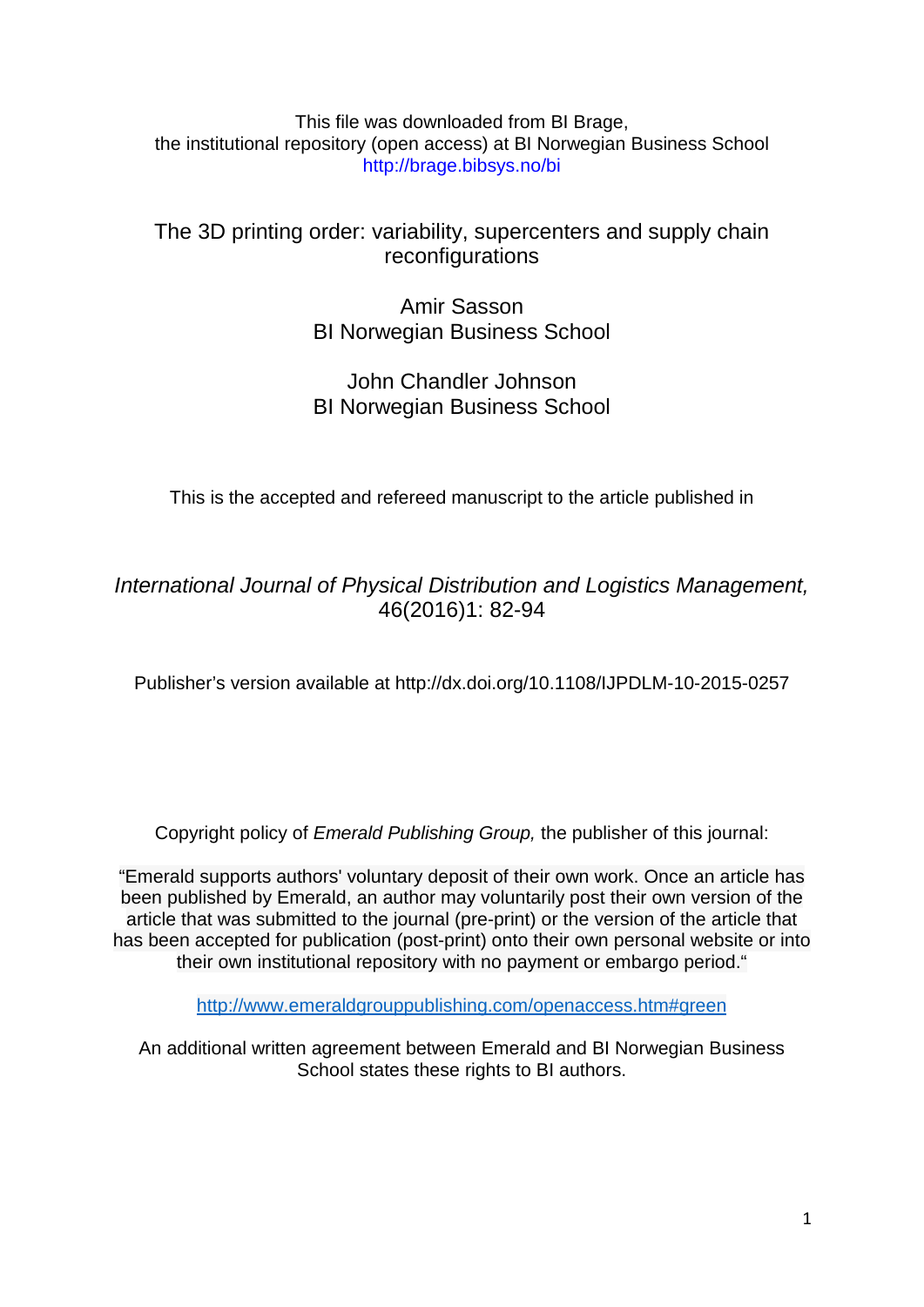This file was downloaded from BI Brage,
the institutional repository (open access) at BI Norwegian Business School
http://brage.bibsys.no/bi

# The 3D printing order: variability, supercenters and supply chain reconfigurations

Amir Sasson
BI Norwegian Business School

John Chandler Johnson
BI Norwegian Business School

This is the accepted and refereed manuscript to the article published in

*International Journal of Physical Distribution and Logistics Management,* 46(2016)1: 82-94

Publisher's version available at http://dx.doi.org/10.1108/IJPDLM-10-2015-0257

Copyright policy of *Emerald Publishing Group,* the publisher of this journal:

"Emerald supports authors' voluntary deposit of their own work. Once an article has been published by Emerald, an author may voluntarily post their own version of the article that was submitted to the journal (pre-print) or the version of the article that has been accepted for publication (post-print) onto their own personal website or into their own institutional repository with no payment or embargo period."

http://www.emeraldgrouppublishing.com/openaccess.htm#green

An additional written agreement between Emerald and BI Norwegian Business School states these rights to BI authors.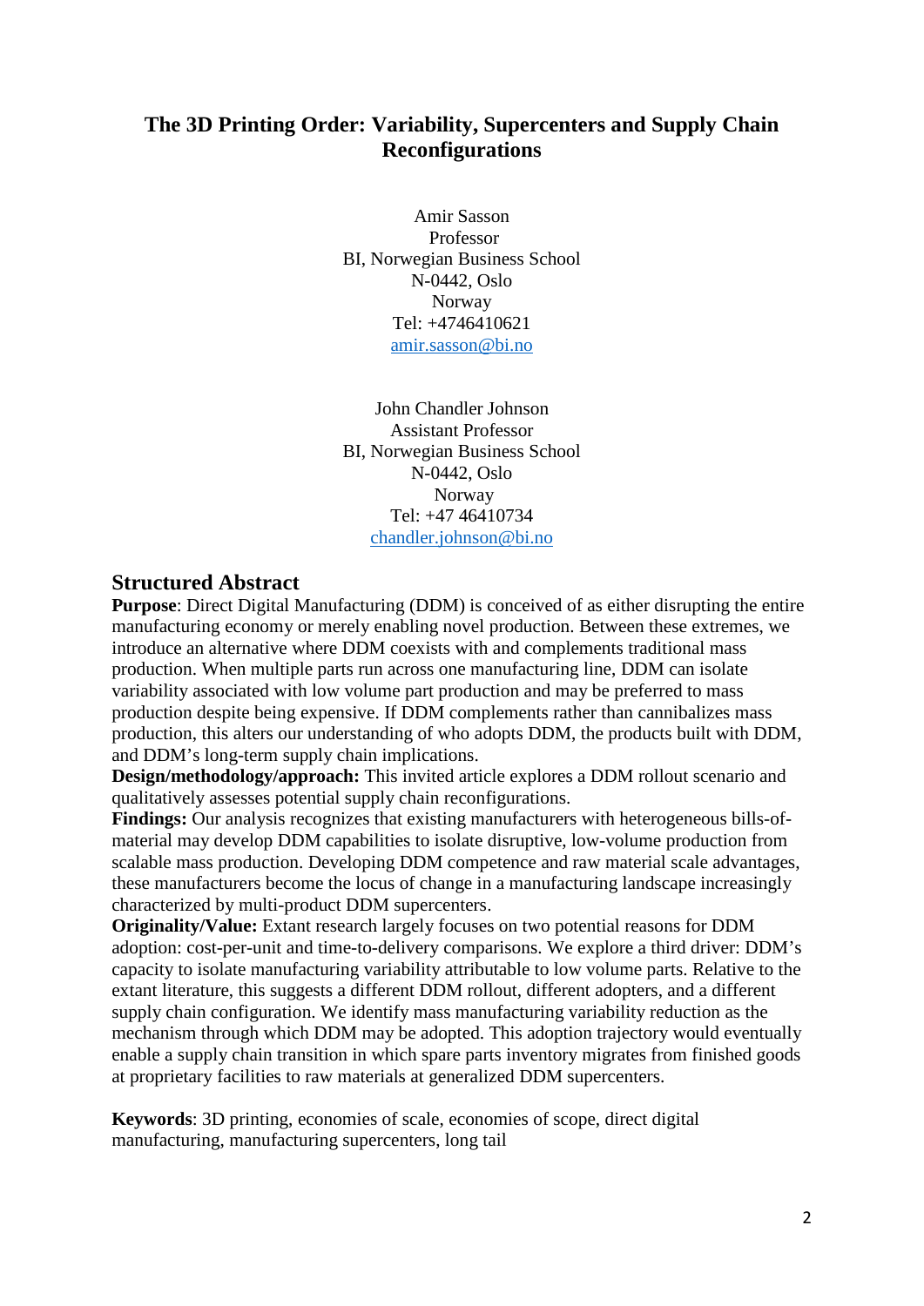# The 3D Printing Order: Variability, Supercenters and Supply Chain Reconfigurations

Amir Sasson  
Professor  
BI, Norwegian Business School  
N-0442, Oslo  
Norway  
Tel: +4746410621  
amir.sasson@bi.no

John Chandler Johnson  
Assistant Professor  
BI, Norwegian Business School  
N-0442, Oslo  
Norway  
Tel: +47 46410734  
chandler.johnson@bi.no

## Structured Abstract

**Purpose**: Direct Digital Manufacturing (DDM) is conceived of as either disrupting the entire manufacturing economy or merely enabling novel production. Between these extremes, we introduce an alternative where DDM coexists with and complements traditional mass production. When multiple parts run across one manufacturing line, DDM can isolate variability associated with low volume part production and may be preferred to mass production despite being expensive. If DDM complements rather than cannibalizes mass production, this alters our understanding of who adopts DDM, the products built with DDM, and DDM's long-term supply chain implications.

**Design/methodology/approach:** This invited article explores a DDM rollout scenario and qualitatively assesses potential supply chain reconfigurations.

**Findings:** Our analysis recognizes that existing manufacturers with heterogeneous bills-of-material may develop DDM capabilities to isolate disruptive, low-volume production from scalable mass production. Developing DDM competence and raw material scale advantages, these manufacturers become the locus of change in a manufacturing landscape increasingly characterized by multi-product DDM supercenters.

**Originality/Value:** Extant research largely focuses on two potential reasons for DDM adoption: cost-per-unit and time-to-delivery comparisons. We explore a third driver: DDM's capacity to isolate manufacturing variability attributable to low volume parts. Relative to the extant literature, this suggests a different DDM rollout, different adopters, and a different supply chain configuration. We identify mass manufacturing variability reduction as the mechanism through which DDM may be adopted. This adoption trajectory would eventually enable a supply chain transition in which spare parts inventory migrates from finished goods at proprietary facilities to raw materials at generalized DDM supercenters.

**Keywords**: 3D printing, economies of scale, economies of scope, direct digital manufacturing, manufacturing supercenters, long tail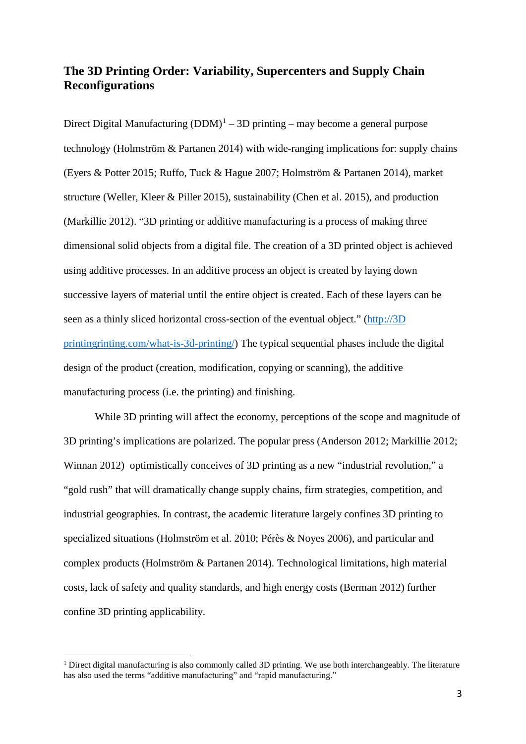## The 3D Printing Order: Variability, Supercenters and Supply Chain Reconfigurations

Direct Digital Manufacturing (DDM)[1] – 3D printing – may become a general purpose technology (Holmström & Partanen 2014) with wide-ranging implications for: supply chains (Eyers & Potter 2015; Ruffo, Tuck & Hague 2007; Holmström & Partanen 2014), market structure (Weller, Kleer & Piller 2015), sustainability (Chen et al. 2015), and production (Markillie 2012). "3D printing or additive manufacturing is a process of making three dimensional solid objects from a digital file. The creation of a 3D printed object is achieved using additive processes. In an additive process an object is created by laying down successive layers of material until the entire object is created. Each of these layers can be seen as a thinly sliced horizontal cross-section of the eventual object." (http://3D printingrinting.com/what-is-3d-printing/) The typical sequential phases include the digital design of the product (creation, modification, copying or scanning), the additive manufacturing process (i.e. the printing) and finishing.

While 3D printing will affect the economy, perceptions of the scope and magnitude of 3D printing's implications are polarized. The popular press (Anderson 2012; Markillie 2012; Winnan 2012) optimistically conceives of 3D printing as a new "industrial revolution," a "gold rush" that will dramatically change supply chains, firm strategies, competition, and industrial geographies. In contrast, the academic literature largely confines 3D printing to specialized situations (Holmström et al. 2010; Pérès & Noyes 2006), and particular and complex products (Holmström & Partanen 2014). Technological limitations, high material costs, lack of safety and quality standards, and high energy costs (Berman 2012) further confine 3D printing applicability.

[1] Direct digital manufacturing is also commonly called 3D printing. We use both interchangeably. The literature has also used the terms "additive manufacturing" and "rapid manufacturing."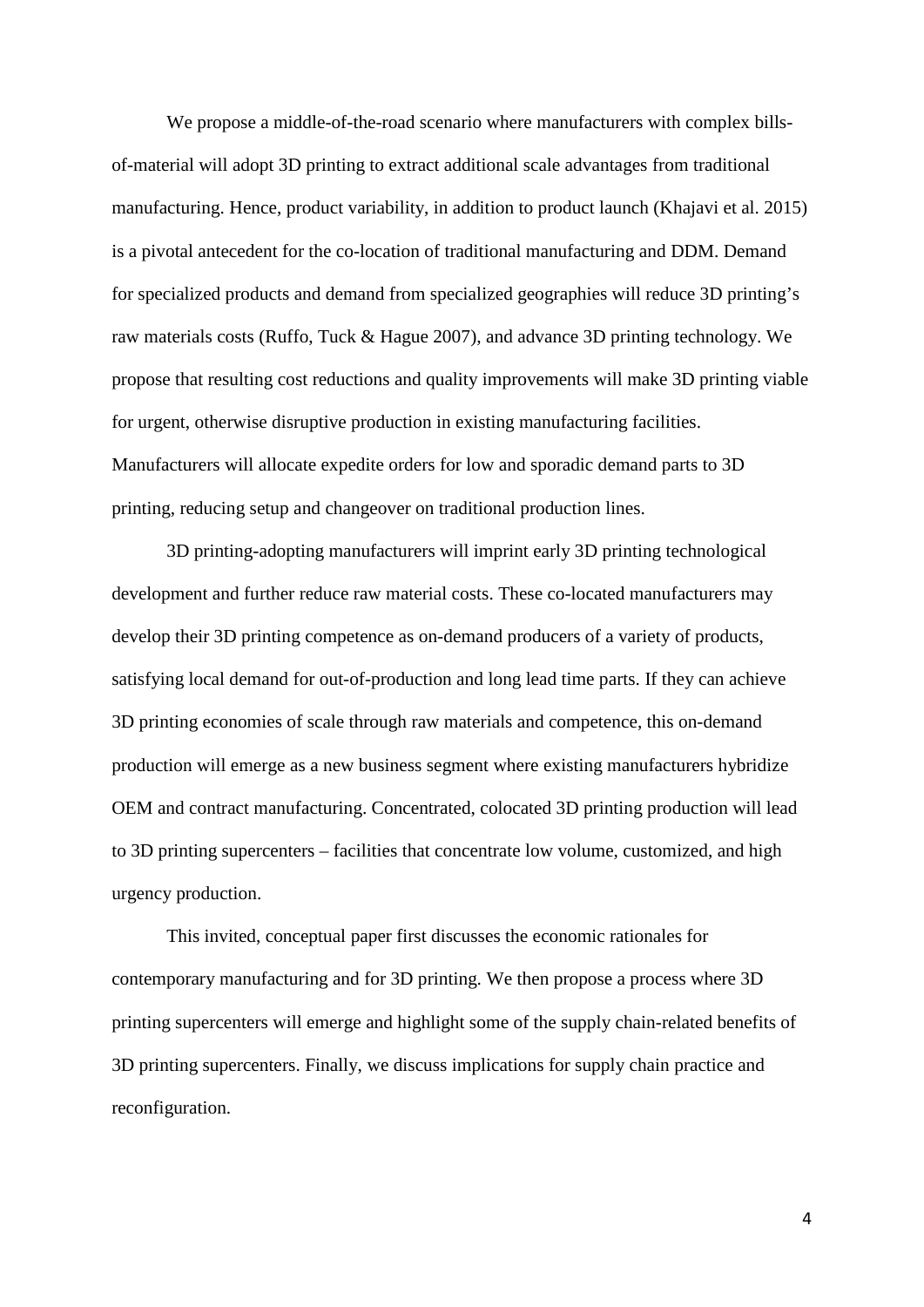We propose a middle-of-the-road scenario where manufacturers with complex bills-of-material will adopt 3D printing to extract additional scale advantages from traditional manufacturing. Hence, product variability, in addition to product launch (Khajavi et al. 2015) is a pivotal antecedent for the co-location of traditional manufacturing and DDM. Demand for specialized products and demand from specialized geographies will reduce 3D printing's raw materials costs (Ruffo, Tuck & Hague 2007), and advance 3D printing technology. We propose that resulting cost reductions and quality improvements will make 3D printing viable for urgent, otherwise disruptive production in existing manufacturing facilities. Manufacturers will allocate expedite orders for low and sporadic demand parts to 3D printing, reducing setup and changeover on traditional production lines.

3D printing-adopting manufacturers will imprint early 3D printing technological development and further reduce raw material costs. These co-located manufacturers may develop their 3D printing competence as on-demand producers of a variety of products, satisfying local demand for out-of-production and long lead time parts. If they can achieve 3D printing economies of scale through raw materials and competence, this on-demand production will emerge as a new business segment where existing manufacturers hybridize OEM and contract manufacturing. Concentrated, colocated 3D printing production will lead to 3D printing supercenters – facilities that concentrate low volume, customized, and high urgency production.

This invited, conceptual paper first discusses the economic rationales for contemporary manufacturing and for 3D printing. We then propose a process where 3D printing supercenters will emerge and highlight some of the supply chain-related benefits of 3D printing supercenters. Finally, we discuss implications for supply chain practice and reconfiguration.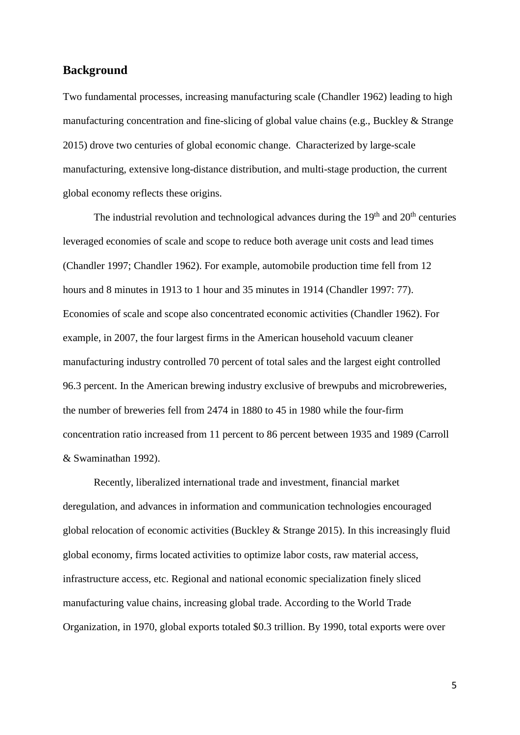## Background

Two fundamental processes, increasing manufacturing scale (Chandler 1962) leading to high manufacturing concentration and fine-slicing of global value chains (e.g., Buckley & Strange 2015) drove two centuries of global economic change. Characterized by large-scale manufacturing, extensive long-distance distribution, and multi-stage production, the current global economy reflects these origins.

The industrial revolution and technological advances during the 19th and 20th centuries leveraged economies of scale and scope to reduce both average unit costs and lead times (Chandler 1997; Chandler 1962). For example, automobile production time fell from 12 hours and 8 minutes in 1913 to 1 hour and 35 minutes in 1914 (Chandler 1997: 77). Economies of scale and scope also concentrated economic activities (Chandler 1962). For example, in 2007, the four largest firms in the American household vacuum cleaner manufacturing industry controlled 70 percent of total sales and the largest eight controlled 96.3 percent. In the American brewing industry exclusive of brewpubs and microbreweries, the number of breweries fell from 2474 in 1880 to 45 in 1980 while the four-firm concentration ratio increased from 11 percent to 86 percent between 1935 and 1989 (Carroll & Swaminathan 1992).

Recently, liberalized international trade and investment, financial market deregulation, and advances in information and communication technologies encouraged global relocation of economic activities (Buckley & Strange 2015). In this increasingly fluid global economy, firms located activities to optimize labor costs, raw material access, infrastructure access, etc. Regional and national economic specialization finely sliced manufacturing value chains, increasing global trade. According to the World Trade Organization, in 1970, global exports totaled \$0.3 trillion. By 1990, total exports were over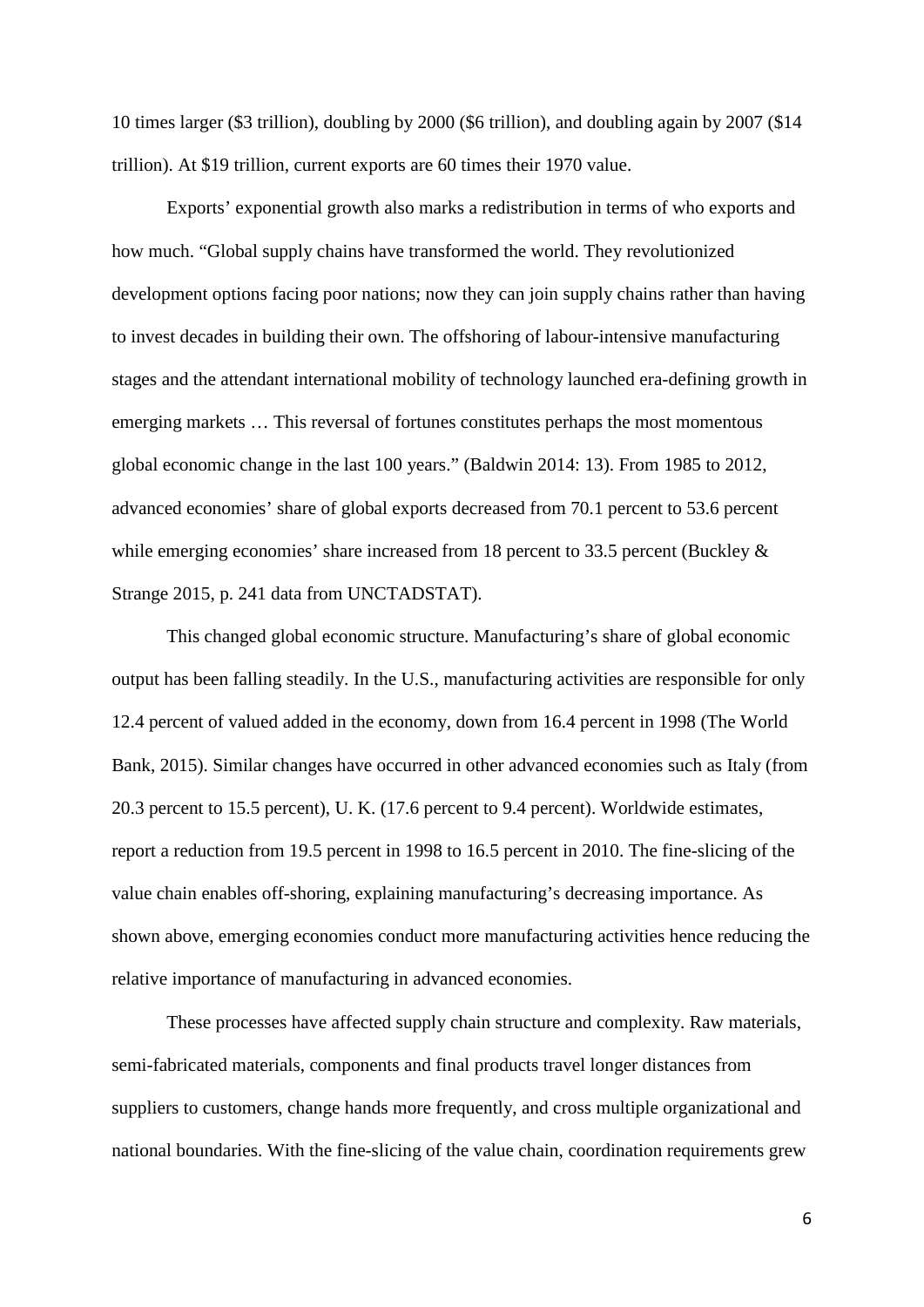10 times larger ($3 trillion), doubling by 2000 ($6 trillion), and doubling again by 2007 ($14 trillion). At $19 trillion, current exports are 60 times their 1970 value.

Exports' exponential growth also marks a redistribution in terms of who exports and how much. "Global supply chains have transformed the world. They revolutionized development options facing poor nations; now they can join supply chains rather than having to invest decades in building their own. The offshoring of labour-intensive manufacturing stages and the attendant international mobility of technology launched era-defining growth in emerging markets … This reversal of fortunes constitutes perhaps the most momentous global economic change in the last 100 years." (Baldwin 2014: 13). From 1985 to 2012, advanced economies' share of global exports decreased from 70.1 percent to 53.6 percent while emerging economies' share increased from 18 percent to 33.5 percent (Buckley & Strange 2015, p. 241 data from UNCTADSTAT).

This changed global economic structure. Manufacturing's share of global economic output has been falling steadily. In the U.S., manufacturing activities are responsible for only 12.4 percent of valued added in the economy, down from 16.4 percent in 1998 (The World Bank, 2015). Similar changes have occurred in other advanced economies such as Italy (from 20.3 percent to 15.5 percent), U. K. (17.6 percent to 9.4 percent). Worldwide estimates, report a reduction from 19.5 percent in 1998 to 16.5 percent in 2010. The fine-slicing of the value chain enables off-shoring, explaining manufacturing's decreasing importance. As shown above, emerging economies conduct more manufacturing activities hence reducing the relative importance of manufacturing in advanced economies.

These processes have affected supply chain structure and complexity. Raw materials, semi-fabricated materials, components and final products travel longer distances from suppliers to customers, change hands more frequently, and cross multiple organizational and national boundaries. With the fine-slicing of the value chain, coordination requirements grew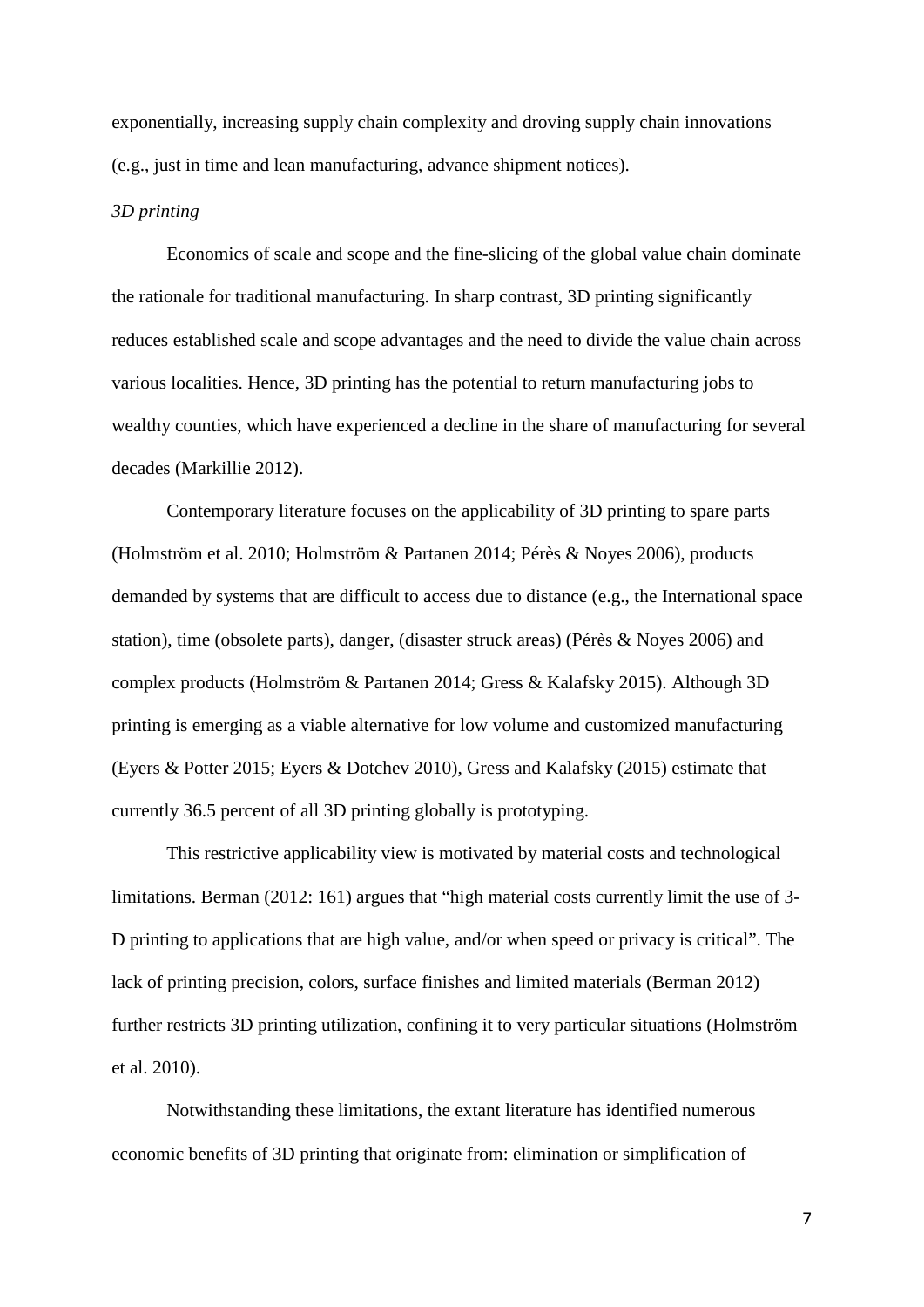exponentially, increasing supply chain complexity and droving supply chain innovations (e.g., just in time and lean manufacturing, advance shipment notices).

*3D printing*

Economics of scale and scope and the fine-slicing of the global value chain dominate the rationale for traditional manufacturing. In sharp contrast, 3D printing significantly reduces established scale and scope advantages and the need to divide the value chain across various localities. Hence, 3D printing has the potential to return manufacturing jobs to wealthy counties, which have experienced a decline in the share of manufacturing for several decades (Markillie 2012).

Contemporary literature focuses on the applicability of 3D printing to spare parts (Holmström et al. 2010; Holmström & Partanen 2014; Pérès & Noyes 2006), products demanded by systems that are difficult to access due to distance (e.g., the International space station), time (obsolete parts), danger, (disaster struck areas) (Pérès & Noyes 2006) and complex products (Holmström & Partanen 2014; Gress & Kalafsky 2015). Although 3D printing is emerging as a viable alternative for low volume and customized manufacturing (Eyers & Potter 2015; Eyers & Dotchev 2010), Gress and Kalafsky (2015) estimate that currently 36.5 percent of all 3D printing globally is prototyping.

This restrictive applicability view is motivated by material costs and technological limitations. Berman (2012: 161) argues that "high material costs currently limit the use of 3-D printing to applications that are high value, and/or when speed or privacy is critical". The lack of printing precision, colors, surface finishes and limited materials (Berman 2012) further restricts 3D printing utilization, confining it to very particular situations (Holmström et al. 2010).

Notwithstanding these limitations, the extant literature has identified numerous economic benefits of 3D printing that originate from: elimination or simplification of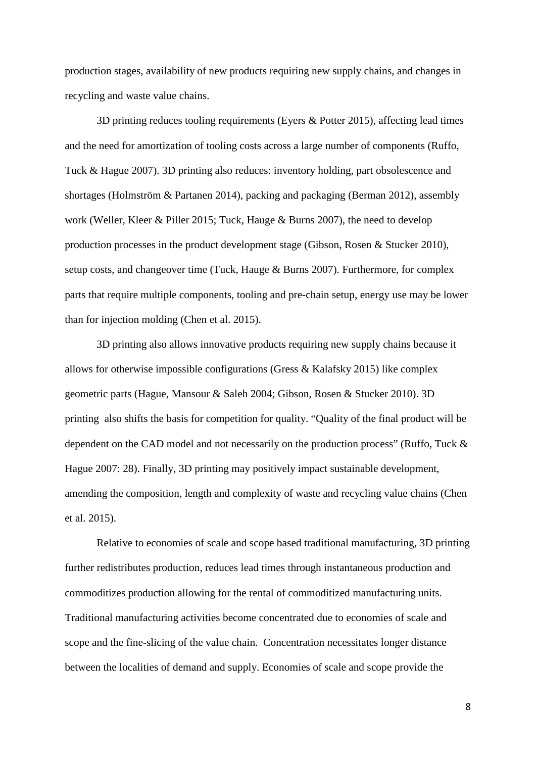production stages, availability of new products requiring new supply chains, and changes in recycling and waste value chains.

3D printing reduces tooling requirements (Eyers & Potter 2015), affecting lead times and the need for amortization of tooling costs across a large number of components (Ruffo, Tuck & Hague 2007). 3D printing also reduces: inventory holding, part obsolescence and shortages (Holmström & Partanen 2014), packing and packaging (Berman 2012), assembly work (Weller, Kleer & Piller 2015; Tuck, Hauge & Burns 2007), the need to develop production processes in the product development stage (Gibson, Rosen & Stucker 2010), setup costs, and changeover time (Tuck, Hauge & Burns 2007). Furthermore, for complex parts that require multiple components, tooling and pre-chain setup, energy use may be lower than for injection molding (Chen et al. 2015).

3D printing also allows innovative products requiring new supply chains because it allows for otherwise impossible configurations (Gress & Kalafsky 2015) like complex geometric parts (Hague, Mansour & Saleh 2004; Gibson, Rosen & Stucker 2010). 3D printing also shifts the basis for competition for quality. "Quality of the final product will be dependent on the CAD model and not necessarily on the production process" (Ruffo, Tuck & Hague 2007: 28). Finally, 3D printing may positively impact sustainable development, amending the composition, length and complexity of waste and recycling value chains (Chen et al. 2015).

Relative to economies of scale and scope based traditional manufacturing, 3D printing further redistributes production, reduces lead times through instantaneous production and commoditizes production allowing for the rental of commoditized manufacturing units. Traditional manufacturing activities become concentrated due to economies of scale and scope and the fine-slicing of the value chain. Concentration necessitates longer distance between the localities of demand and supply. Economies of scale and scope provide the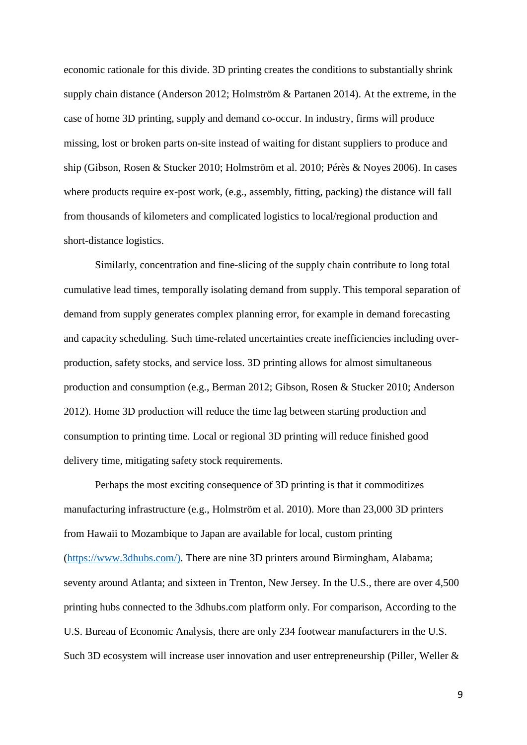economic rationale for this divide. 3D printing creates the conditions to substantially shrink supply chain distance (Anderson 2012; Holmström & Partanen 2014). At the extreme, in the case of home 3D printing, supply and demand co-occur. In industry, firms will produce missing, lost or broken parts on-site instead of waiting for distant suppliers to produce and ship (Gibson, Rosen & Stucker 2010; Holmström et al. 2010; Pérès & Noyes 2006). In cases where products require ex-post work, (e.g., assembly, fitting, packing) the distance will fall from thousands of kilometers and complicated logistics to local/regional production and short-distance logistics.

Similarly, concentration and fine-slicing of the supply chain contribute to long total cumulative lead times, temporally isolating demand from supply. This temporal separation of demand from supply generates complex planning error, for example in demand forecasting and capacity scheduling. Such time-related uncertainties create inefficiencies including over-production, safety stocks, and service loss. 3D printing allows for almost simultaneous production and consumption (e.g., Berman 2012; Gibson, Rosen & Stucker 2010; Anderson 2012). Home 3D production will reduce the time lag between starting production and consumption to printing time. Local or regional 3D printing will reduce finished good delivery time, mitigating safety stock requirements.

Perhaps the most exciting consequence of 3D printing is that it commoditizes manufacturing infrastructure (e.g., Holmström et al. 2010). More than 23,000 3D printers from Hawaii to Mozambique to Japan are available for local, custom printing (https://www.3dhubs.com/). There are nine 3D printers around Birmingham, Alabama; seventy around Atlanta; and sixteen in Trenton, New Jersey. In the U.S., there are over 4,500 printing hubs connected to the 3dhubs.com platform only. For comparison, According to the U.S. Bureau of Economic Analysis, there are only 234 footwear manufacturers in the U.S. Such 3D ecosystem will increase user innovation and user entrepreneurship (Piller, Weller &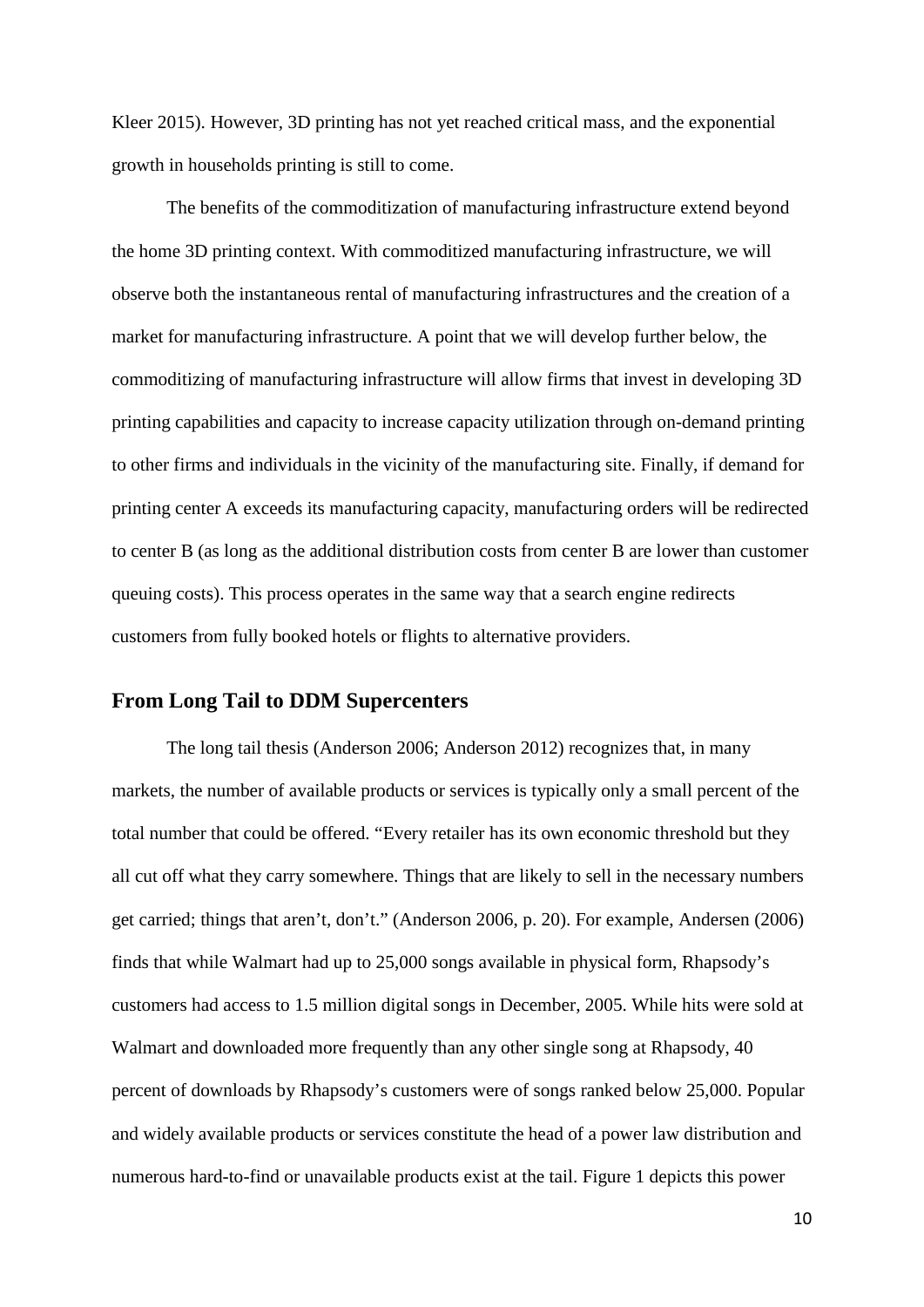Kleer 2015). However, 3D printing has not yet reached critical mass, and the exponential growth in households printing is still to come.

The benefits of the commoditization of manufacturing infrastructure extend beyond the home 3D printing context. With commoditized manufacturing infrastructure, we will observe both the instantaneous rental of manufacturing infrastructures and the creation of a market for manufacturing infrastructure. A point that we will develop further below, the commoditizing of manufacturing infrastructure will allow firms that invest in developing 3D printing capabilities and capacity to increase capacity utilization through on-demand printing to other firms and individuals in the vicinity of the manufacturing site. Finally, if demand for printing center A exceeds its manufacturing capacity, manufacturing orders will be redirected to center B (as long as the additional distribution costs from center B are lower than customer queuing costs). This process operates in the same way that a search engine redirects customers from fully booked hotels or flights to alternative providers.

## From Long Tail to DDM Supercenters

The long tail thesis (Anderson 2006; Anderson 2012) recognizes that, in many markets, the number of available products or services is typically only a small percent of the total number that could be offered. "Every retailer has its own economic threshold but they all cut off what they carry somewhere. Things that are likely to sell in the necessary numbers get carried; things that aren't, don't." (Anderson 2006, p. 20). For example, Andersen (2006) finds that while Walmart had up to 25,000 songs available in physical form, Rhapsody's customers had access to 1.5 million digital songs in December, 2005. While hits were sold at Walmart and downloaded more frequently than any other single song at Rhapsody, 40 percent of downloads by Rhapsody's customers were of songs ranked below 25,000. Popular and widely available products or services constitute the head of a power law distribution and numerous hard-to-find or unavailable products exist at the tail. Figure 1 depicts this power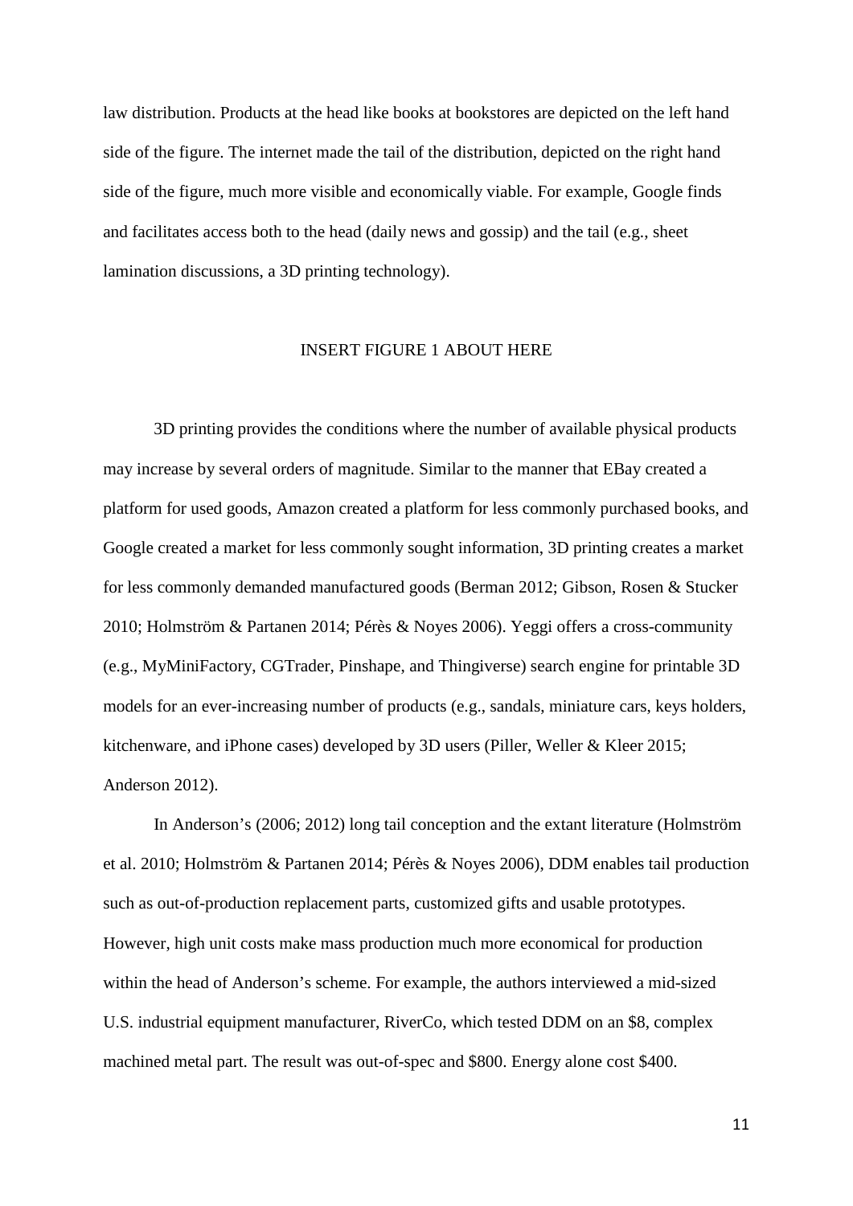law distribution. Products at the head like books at bookstores are depicted on the left hand side of the figure. The internet made the tail of the distribution, depicted on the right hand side of the figure, much more visible and economically viable. For example, Google finds and facilitates access both to the head (daily news and gossip) and the tail (e.g., sheet lamination discussions, a 3D printing technology).

INSERT FIGURE 1 ABOUT HERE

3D printing provides the conditions where the number of available physical products may increase by several orders of magnitude. Similar to the manner that EBay created a platform for used goods, Amazon created a platform for less commonly purchased books, and Google created a market for less commonly sought information, 3D printing creates a market for less commonly demanded manufactured goods (Berman 2012; Gibson, Rosen & Stucker 2010; Holmström & Partanen 2014; Pérès & Noyes 2006). Yeggi offers a cross-community (e.g., MyMiniFactory, CGTrader, Pinshape, and Thingiverse) search engine for printable 3D models for an ever-increasing number of products (e.g., sandals, miniature cars, keys holders, kitchenware, and iPhone cases) developed by 3D users (Piller, Weller & Kleer 2015; Anderson 2012).

In Anderson's (2006; 2012) long tail conception and the extant literature (Holmström et al. 2010; Holmström & Partanen 2014; Pérès & Noyes 2006), DDM enables tail production such as out-of-production replacement parts, customized gifts and usable prototypes. However, high unit costs make mass production much more economical for production within the head of Anderson's scheme. For example, the authors interviewed a mid-sized U.S. industrial equipment manufacturer, RiverCo, which tested DDM on an $8, complex machined metal part. The result was out-of-spec and $800. Energy alone cost $400.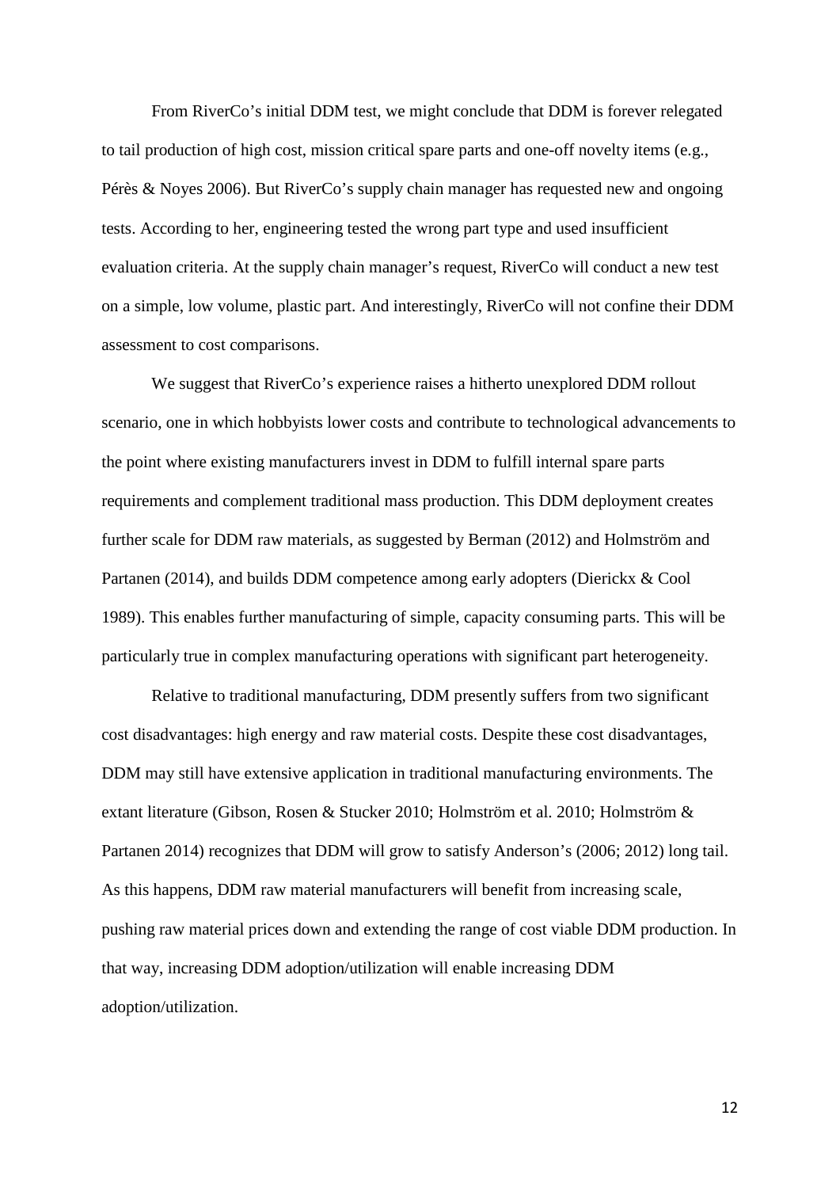From RiverCo's initial DDM test, we might conclude that DDM is forever relegated to tail production of high cost, mission critical spare parts and one-off novelty items (e.g., Pérès & Noyes 2006). But RiverCo's supply chain manager has requested new and ongoing tests. According to her, engineering tested the wrong part type and used insufficient evaluation criteria. At the supply chain manager's request, RiverCo will conduct a new test on a simple, low volume, plastic part. And interestingly, RiverCo will not confine their DDM assessment to cost comparisons.

We suggest that RiverCo's experience raises a hitherto unexplored DDM rollout scenario, one in which hobbyists lower costs and contribute to technological advancements to the point where existing manufacturers invest in DDM to fulfill internal spare parts requirements and complement traditional mass production. This DDM deployment creates further scale for DDM raw materials, as suggested by Berman (2012) and Holmström and Partanen (2014), and builds DDM competence among early adopters (Dierickx & Cool 1989). This enables further manufacturing of simple, capacity consuming parts. This will be particularly true in complex manufacturing operations with significant part heterogeneity.

Relative to traditional manufacturing, DDM presently suffers from two significant cost disadvantages: high energy and raw material costs. Despite these cost disadvantages, DDM may still have extensive application in traditional manufacturing environments. The extant literature (Gibson, Rosen & Stucker 2010; Holmström et al. 2010; Holmström & Partanen 2014) recognizes that DDM will grow to satisfy Anderson's (2006; 2012) long tail. As this happens, DDM raw material manufacturers will benefit from increasing scale, pushing raw material prices down and extending the range of cost viable DDM production. In that way, increasing DDM adoption/utilization will enable increasing DDM adoption/utilization.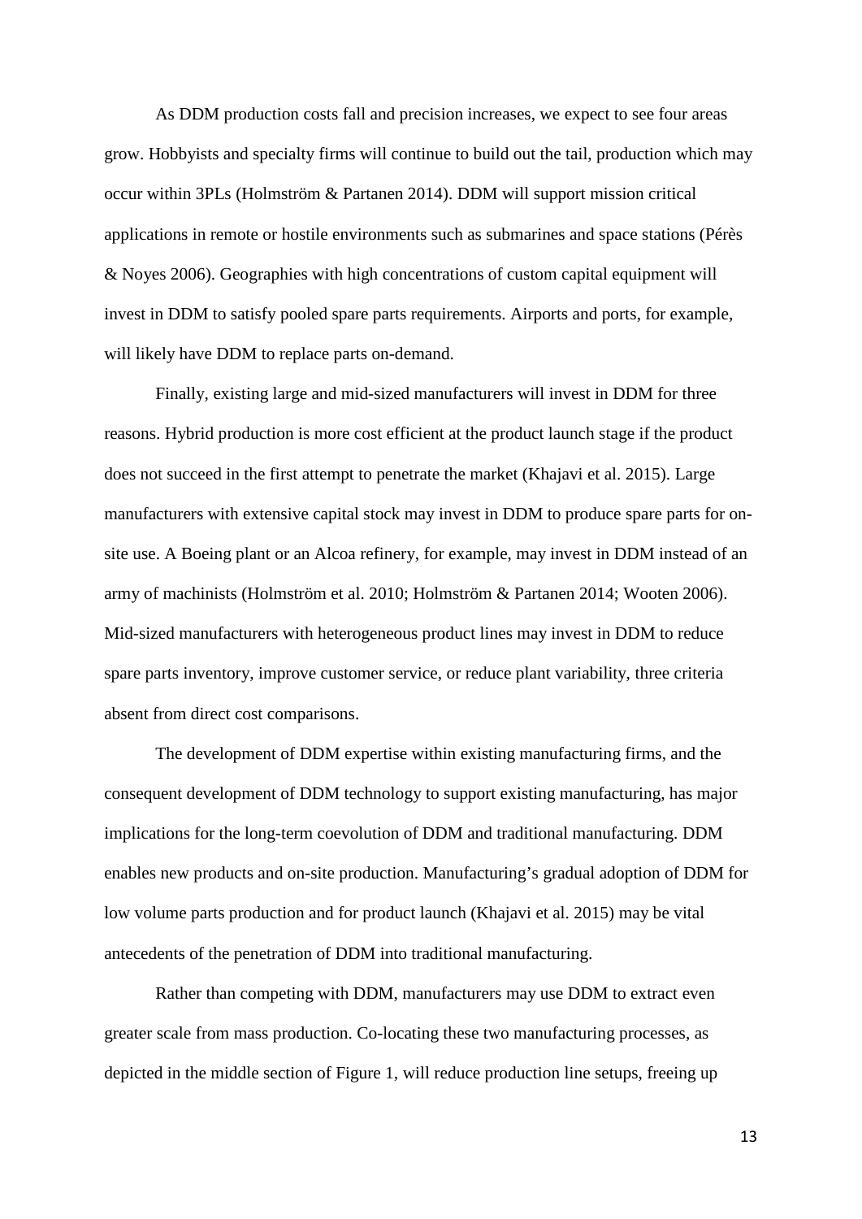As DDM production costs fall and precision increases, we expect to see four areas grow. Hobbyists and specialty firms will continue to build out the tail, production which may occur within 3PLs (Holmström & Partanen 2014). DDM will support mission critical applications in remote or hostile environments such as submarines and space stations (Pérès & Noyes 2006). Geographies with high concentrations of custom capital equipment will invest in DDM to satisfy pooled spare parts requirements. Airports and ports, for example, will likely have DDM to replace parts on-demand.

Finally, existing large and mid-sized manufacturers will invest in DDM for three reasons. Hybrid production is more cost efficient at the product launch stage if the product does not succeed in the first attempt to penetrate the market (Khajavi et al. 2015). Large manufacturers with extensive capital stock may invest in DDM to produce spare parts for on-site use. A Boeing plant or an Alcoa refinery, for example, may invest in DDM instead of an army of machinists (Holmström et al. 2010; Holmström & Partanen 2014; Wooten 2006). Mid-sized manufacturers with heterogeneous product lines may invest in DDM to reduce spare parts inventory, improve customer service, or reduce plant variability, three criteria absent from direct cost comparisons.

The development of DDM expertise within existing manufacturing firms, and the consequent development of DDM technology to support existing manufacturing, has major implications for the long-term coevolution of DDM and traditional manufacturing. DDM enables new products and on-site production. Manufacturing's gradual adoption of DDM for low volume parts production and for product launch (Khajavi et al. 2015) may be vital antecedents of the penetration of DDM into traditional manufacturing.

Rather than competing with DDM, manufacturers may use DDM to extract even greater scale from mass production. Co-locating these two manufacturing processes, as depicted in the middle section of Figure 1, will reduce production line setups, freeing up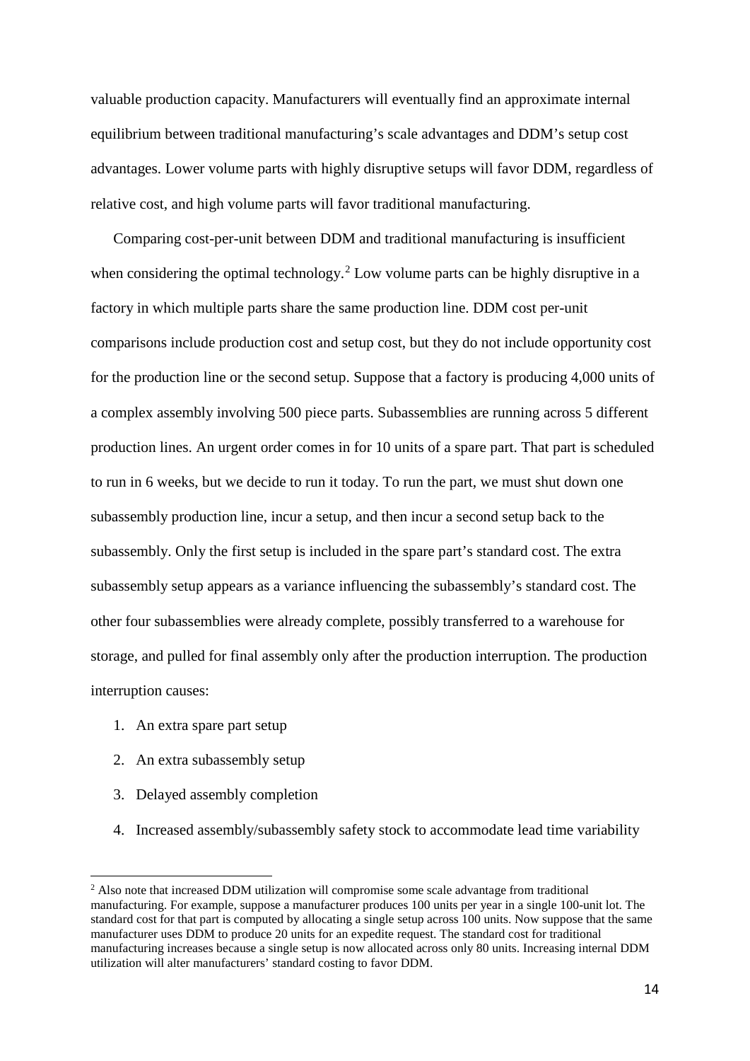valuable production capacity. Manufacturers will eventually find an approximate internal equilibrium between traditional manufacturing's scale advantages and DDM's setup cost advantages. Lower volume parts with highly disruptive setups will favor DDM, regardless of relative cost, and high volume parts will favor traditional manufacturing.

Comparing cost-per-unit between DDM and traditional manufacturing is insufficient when considering the optimal technology.[2] Low volume parts can be highly disruptive in a factory in which multiple parts share the same production line. DDM cost per-unit comparisons include production cost and setup cost, but they do not include opportunity cost for the production line or the second setup. Suppose that a factory is producing 4,000 units of a complex assembly involving 500 piece parts. Subassemblies are running across 5 different production lines. An urgent order comes in for 10 units of a spare part. That part is scheduled to run in 6 weeks, but we decide to run it today. To run the part, we must shut down one subassembly production line, incur a setup, and then incur a second setup back to the subassembly. Only the first setup is included in the spare part's standard cost. The extra subassembly setup appears as a variance influencing the subassembly's standard cost. The other four subassemblies were already complete, possibly transferred to a warehouse for storage, and pulled for final assembly only after the production interruption. The production interruption causes:

1. An extra spare part setup
2. An extra subassembly setup
3. Delayed assembly completion
4. Increased assembly/subassembly safety stock to accommodate lead time variability

[2] Also note that increased DDM utilization will compromise some scale advantage from traditional manufacturing. For example, suppose a manufacturer produces 100 units per year in a single 100-unit lot. The standard cost for that part is computed by allocating a single setup across 100 units. Now suppose that the same manufacturer uses DDM to produce 20 units for an expedite request. The standard cost for traditional manufacturing increases because a single setup is now allocated across only 80 units. Increasing internal DDM utilization will alter manufacturers' standard costing to favor DDM.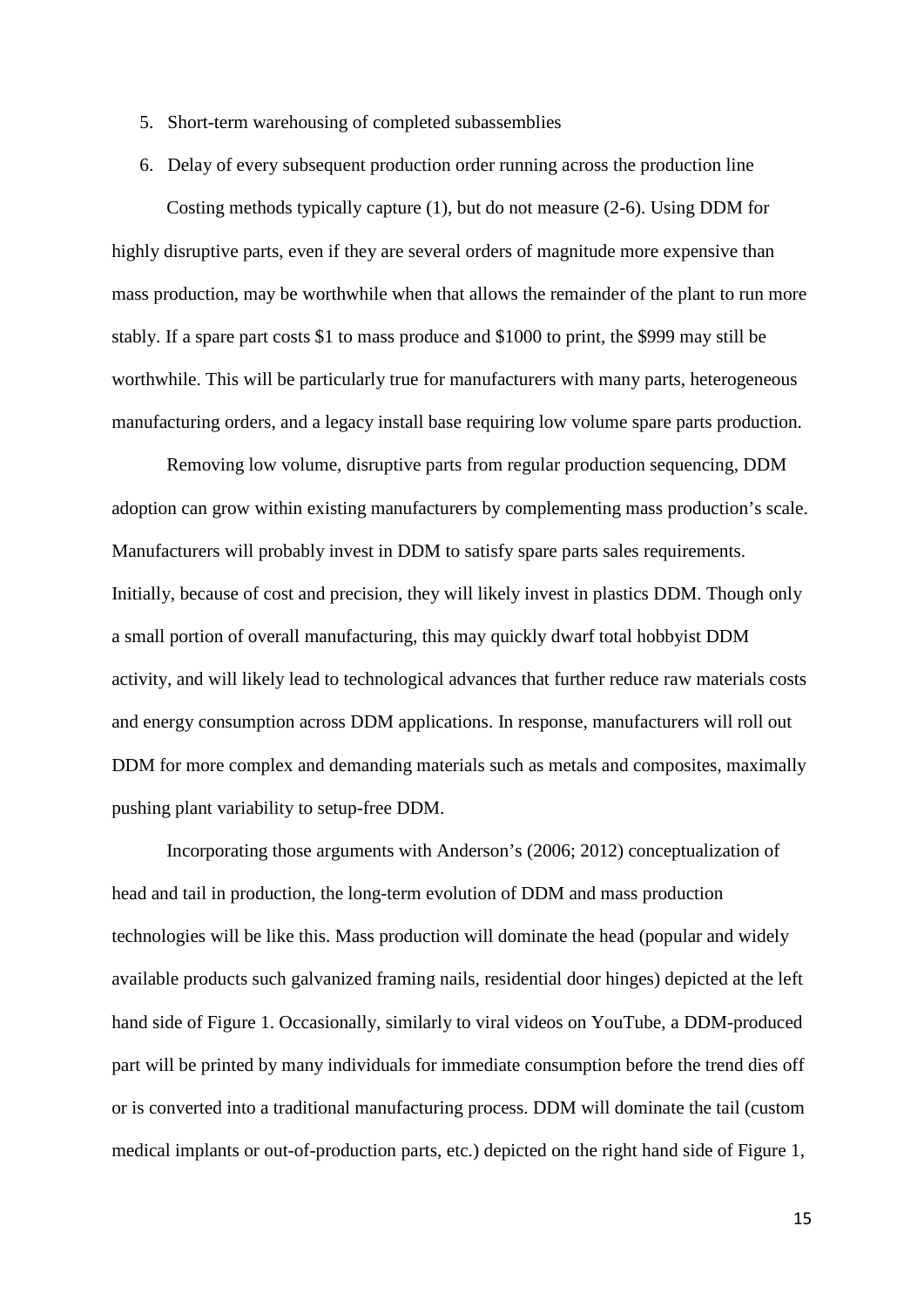5. Short-term warehousing of completed subassemblies
6. Delay of every subsequent production order running across the production line

Costing methods typically capture (1), but do not measure (2-6). Using DDM for highly disruptive parts, even if they are several orders of magnitude more expensive than mass production, may be worthwhile when that allows the remainder of the plant to run more stably. If a spare part costs $1 to mass produce and $1000 to print, the $999 may still be worthwhile. This will be particularly true for manufacturers with many parts, heterogeneous manufacturing orders, and a legacy install base requiring low volume spare parts production.

Removing low volume, disruptive parts from regular production sequencing, DDM adoption can grow within existing manufacturers by complementing mass production's scale. Manufacturers will probably invest in DDM to satisfy spare parts sales requirements. Initially, because of cost and precision, they will likely invest in plastics DDM. Though only a small portion of overall manufacturing, this may quickly dwarf total hobbyist DDM activity, and will likely lead to technological advances that further reduce raw materials costs and energy consumption across DDM applications. In response, manufacturers will roll out DDM for more complex and demanding materials such as metals and composites, maximally pushing plant variability to setup-free DDM.

Incorporating those arguments with Anderson's (2006; 2012) conceptualization of head and tail in production, the long-term evolution of DDM and mass production technologies will be like this. Mass production will dominate the head (popular and widely available products such galvanized framing nails, residential door hinges) depicted at the left hand side of Figure 1. Occasionally, similarly to viral videos on YouTube, a DDM-produced part will be printed by many individuals for immediate consumption before the trend dies off or is converted into a traditional manufacturing process. DDM will dominate the tail (custom medical implants or out-of-production parts, etc.) depicted on the right hand side of Figure 1,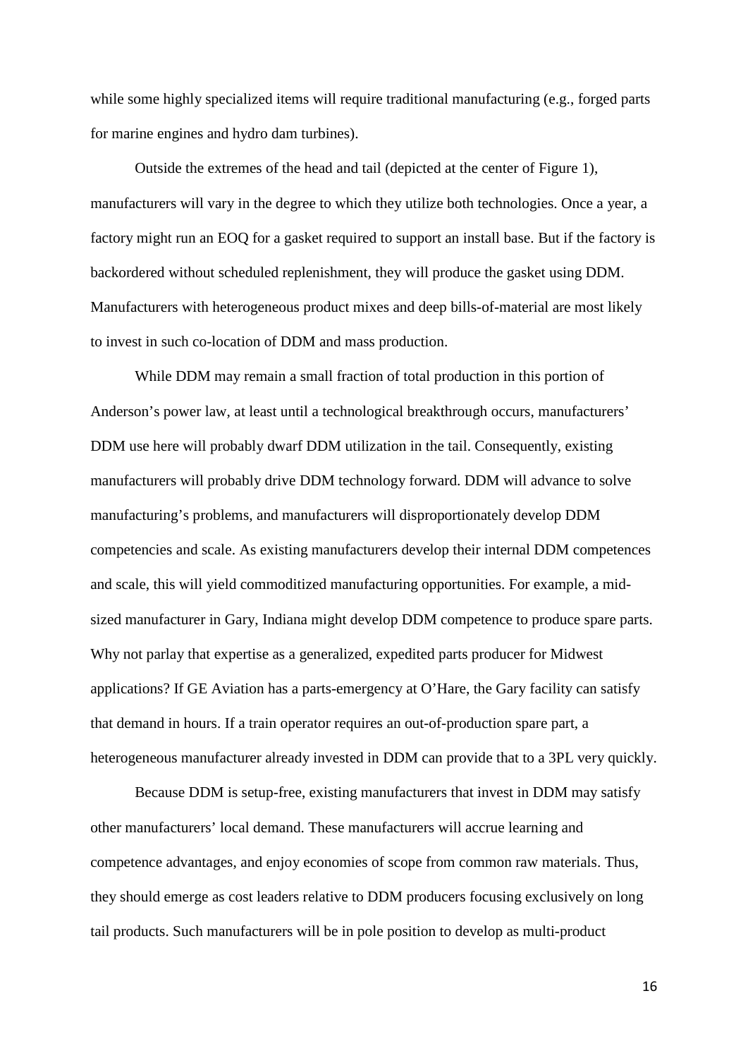while some highly specialized items will require traditional manufacturing (e.g., forged parts for marine engines and hydro dam turbines).

Outside the extremes of the head and tail (depicted at the center of Figure 1), manufacturers will vary in the degree to which they utilize both technologies. Once a year, a factory might run an EOQ for a gasket required to support an install base. But if the factory is backordered without scheduled replenishment, they will produce the gasket using DDM. Manufacturers with heterogeneous product mixes and deep bills-of-material are most likely to invest in such co-location of DDM and mass production.

While DDM may remain a small fraction of total production in this portion of Anderson's power law, at least until a technological breakthrough occurs, manufacturers' DDM use here will probably dwarf DDM utilization in the tail. Consequently, existing manufacturers will probably drive DDM technology forward. DDM will advance to solve manufacturing's problems, and manufacturers will disproportionately develop DDM competencies and scale. As existing manufacturers develop their internal DDM competences and scale, this will yield commoditized manufacturing opportunities. For example, a mid-sized manufacturer in Gary, Indiana might develop DDM competence to produce spare parts. Why not parlay that expertise as a generalized, expedited parts producer for Midwest applications? If GE Aviation has a parts-emergency at O'Hare, the Gary facility can satisfy that demand in hours. If a train operator requires an out-of-production spare part, a heterogeneous manufacturer already invested in DDM can provide that to a 3PL very quickly.

Because DDM is setup-free, existing manufacturers that invest in DDM may satisfy other manufacturers' local demand. These manufacturers will accrue learning and competence advantages, and enjoy economies of scope from common raw materials. Thus, they should emerge as cost leaders relative to DDM producers focusing exclusively on long tail products. Such manufacturers will be in pole position to develop as multi-product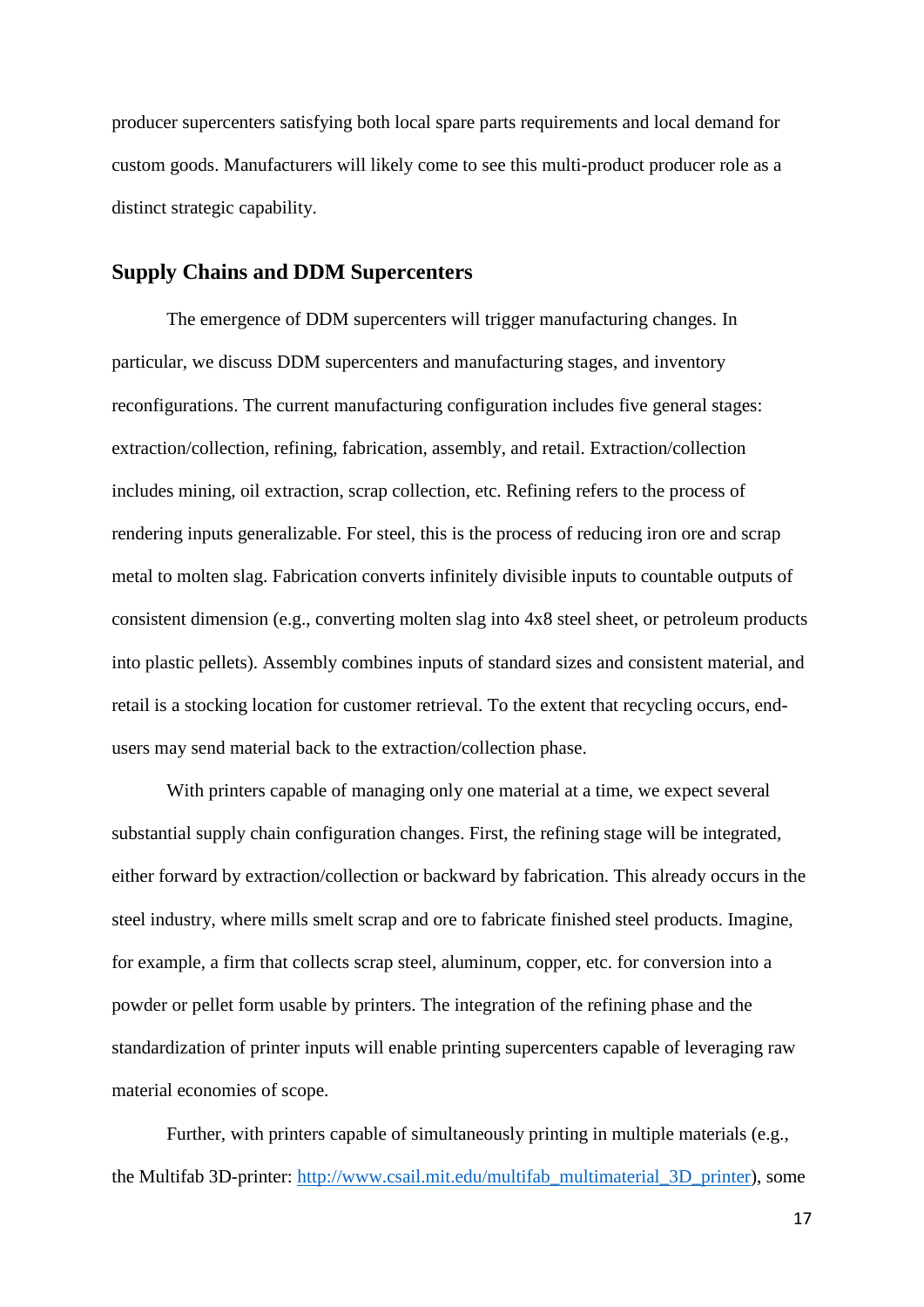producer supercenters satisfying both local spare parts requirements and local demand for custom goods. Manufacturers will likely come to see this multi-product producer role as a distinct strategic capability.

## Supply Chains and DDM Supercenters

The emergence of DDM supercenters will trigger manufacturing changes. In particular, we discuss DDM supercenters and manufacturing stages, and inventory reconfigurations. The current manufacturing configuration includes five general stages: extraction/collection, refining, fabrication, assembly, and retail. Extraction/collection includes mining, oil extraction, scrap collection, etc. Refining refers to the process of rendering inputs generalizable. For steel, this is the process of reducing iron ore and scrap metal to molten slag. Fabrication converts infinitely divisible inputs to countable outputs of consistent dimension (e.g., converting molten slag into 4x8 steel sheet, or petroleum products into plastic pellets). Assembly combines inputs of standard sizes and consistent material, and retail is a stocking location for customer retrieval. To the extent that recycling occurs, end-users may send material back to the extraction/collection phase.

With printers capable of managing only one material at a time, we expect several substantial supply chain configuration changes. First, the refining stage will be integrated, either forward by extraction/collection or backward by fabrication. This already occurs in the steel industry, where mills smelt scrap and ore to fabricate finished steel products. Imagine, for example, a firm that collects scrap steel, aluminum, copper, etc. for conversion into a powder or pellet form usable by printers. The integration of the refining phase and the standardization of printer inputs will enable printing supercenters capable of leveraging raw material economies of scope.

Further, with printers capable of simultaneously printing in multiple materials (e.g., the Multifab 3D-printer: http://www.csail.mit.edu/multifab_multimaterial_3D_printer), some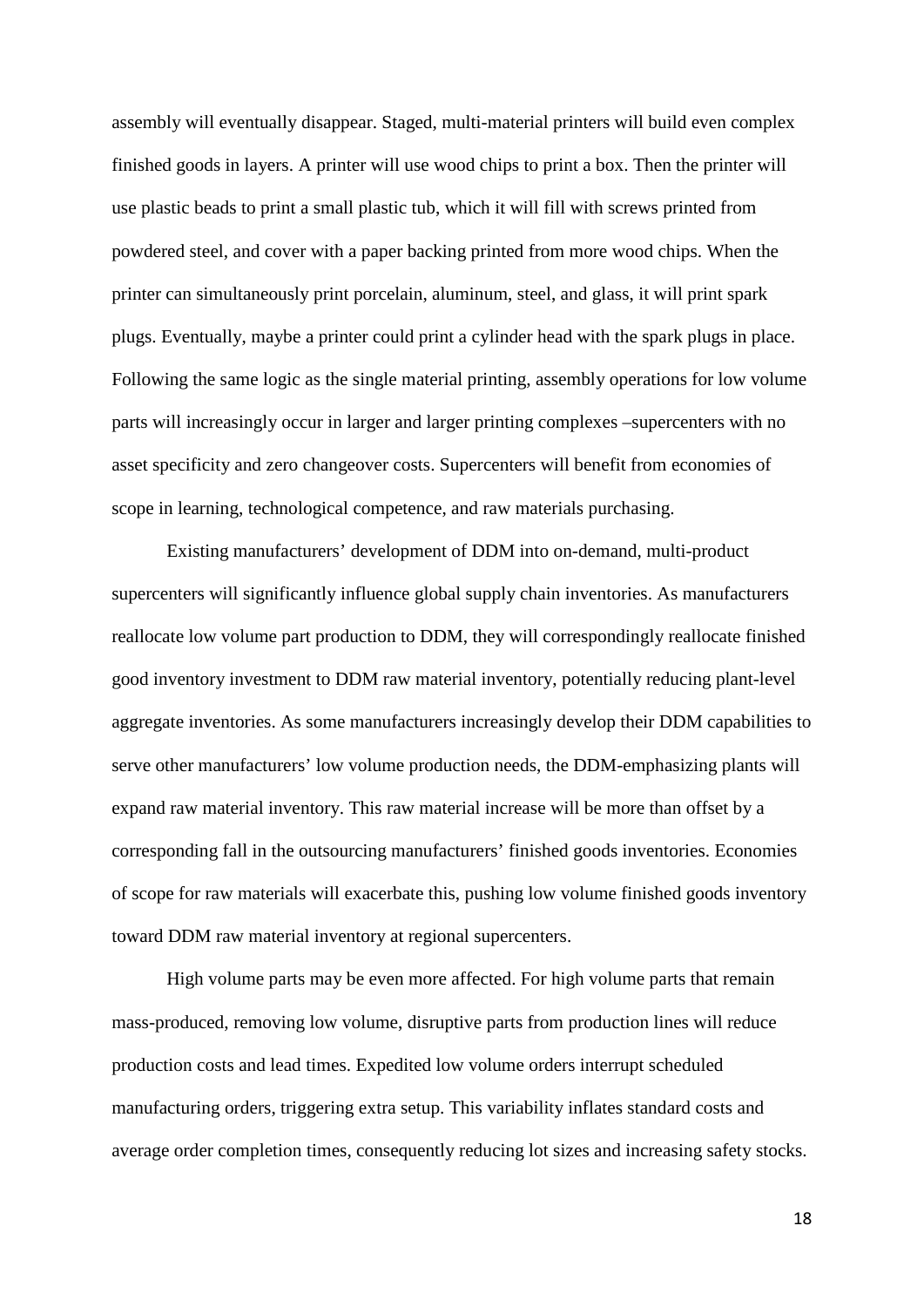assembly will eventually disappear. Staged, multi-material printers will build even complex finished goods in layers. A printer will use wood chips to print a box. Then the printer will use plastic beads to print a small plastic tub, which it will fill with screws printed from powdered steel, and cover with a paper backing printed from more wood chips. When the printer can simultaneously print porcelain, aluminum, steel, and glass, it will print spark plugs. Eventually, maybe a printer could print a cylinder head with the spark plugs in place. Following the same logic as the single material printing, assembly operations for low volume parts will increasingly occur in larger and larger printing complexes –supercenters with no asset specificity and zero changeover costs. Supercenters will benefit from economies of scope in learning, technological competence, and raw materials purchasing.

Existing manufacturers' development of DDM into on-demand, multi-product supercenters will significantly influence global supply chain inventories. As manufacturers reallocate low volume part production to DDM, they will correspondingly reallocate finished good inventory investment to DDM raw material inventory, potentially reducing plant-level aggregate inventories. As some manufacturers increasingly develop their DDM capabilities to serve other manufacturers' low volume production needs, the DDM-emphasizing plants will expand raw material inventory. This raw material increase will be more than offset by a corresponding fall in the outsourcing manufacturers' finished goods inventories. Economies of scope for raw materials will exacerbate this, pushing low volume finished goods inventory toward DDM raw material inventory at regional supercenters.

High volume parts may be even more affected. For high volume parts that remain mass-produced, removing low volume, disruptive parts from production lines will reduce production costs and lead times. Expedited low volume orders interrupt scheduled manufacturing orders, triggering extra setup. This variability inflates standard costs and average order completion times, consequently reducing lot sizes and increasing safety stocks.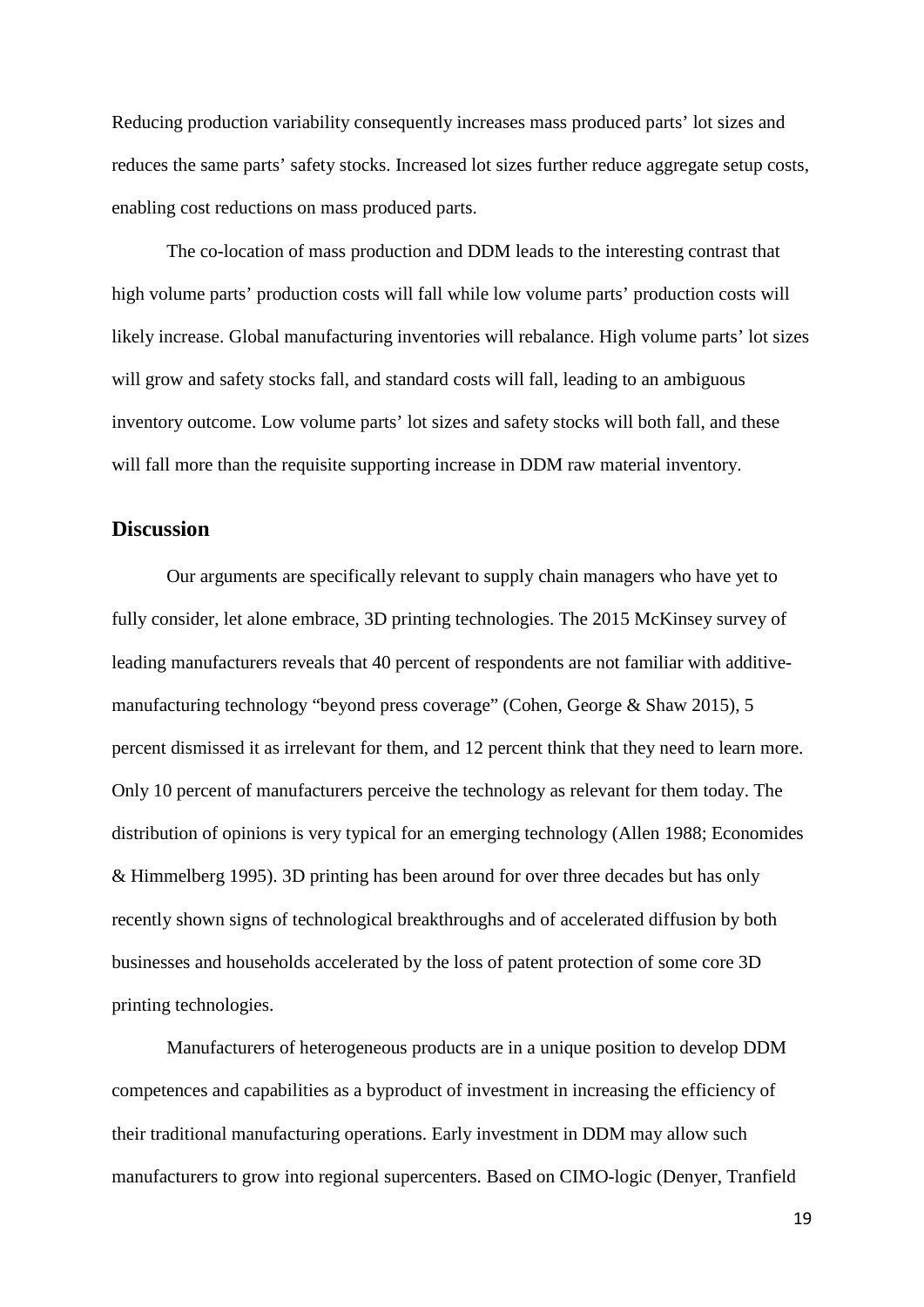Reducing production variability consequently increases mass produced parts' lot sizes and reduces the same parts' safety stocks. Increased lot sizes further reduce aggregate setup costs, enabling cost reductions on mass produced parts.

The co-location of mass production and DDM leads to the interesting contrast that high volume parts' production costs will fall while low volume parts' production costs will likely increase. Global manufacturing inventories will rebalance. High volume parts' lot sizes will grow and safety stocks fall, and standard costs will fall, leading to an ambiguous inventory outcome. Low volume parts' lot sizes and safety stocks will both fall, and these will fall more than the requisite supporting increase in DDM raw material inventory.

## Discussion

Our arguments are specifically relevant to supply chain managers who have yet to fully consider, let alone embrace, 3D printing technologies. The 2015 McKinsey survey of leading manufacturers reveals that 40 percent of respondents are not familiar with additive-manufacturing technology "beyond press coverage" (Cohen, George & Shaw 2015), 5 percent dismissed it as irrelevant for them, and 12 percent think that they need to learn more. Only 10 percent of manufacturers perceive the technology as relevant for them today. The distribution of opinions is very typical for an emerging technology (Allen 1988; Economides & Himmelberg 1995). 3D printing has been around for over three decades but has only recently shown signs of technological breakthroughs and of accelerated diffusion by both businesses and households accelerated by the loss of patent protection of some core 3D printing technologies.

Manufacturers of heterogeneous products are in a unique position to develop DDM competences and capabilities as a byproduct of investment in increasing the efficiency of their traditional manufacturing operations. Early investment in DDM may allow such manufacturers to grow into regional supercenters. Based on CIMO-logic (Denyer, Tranfield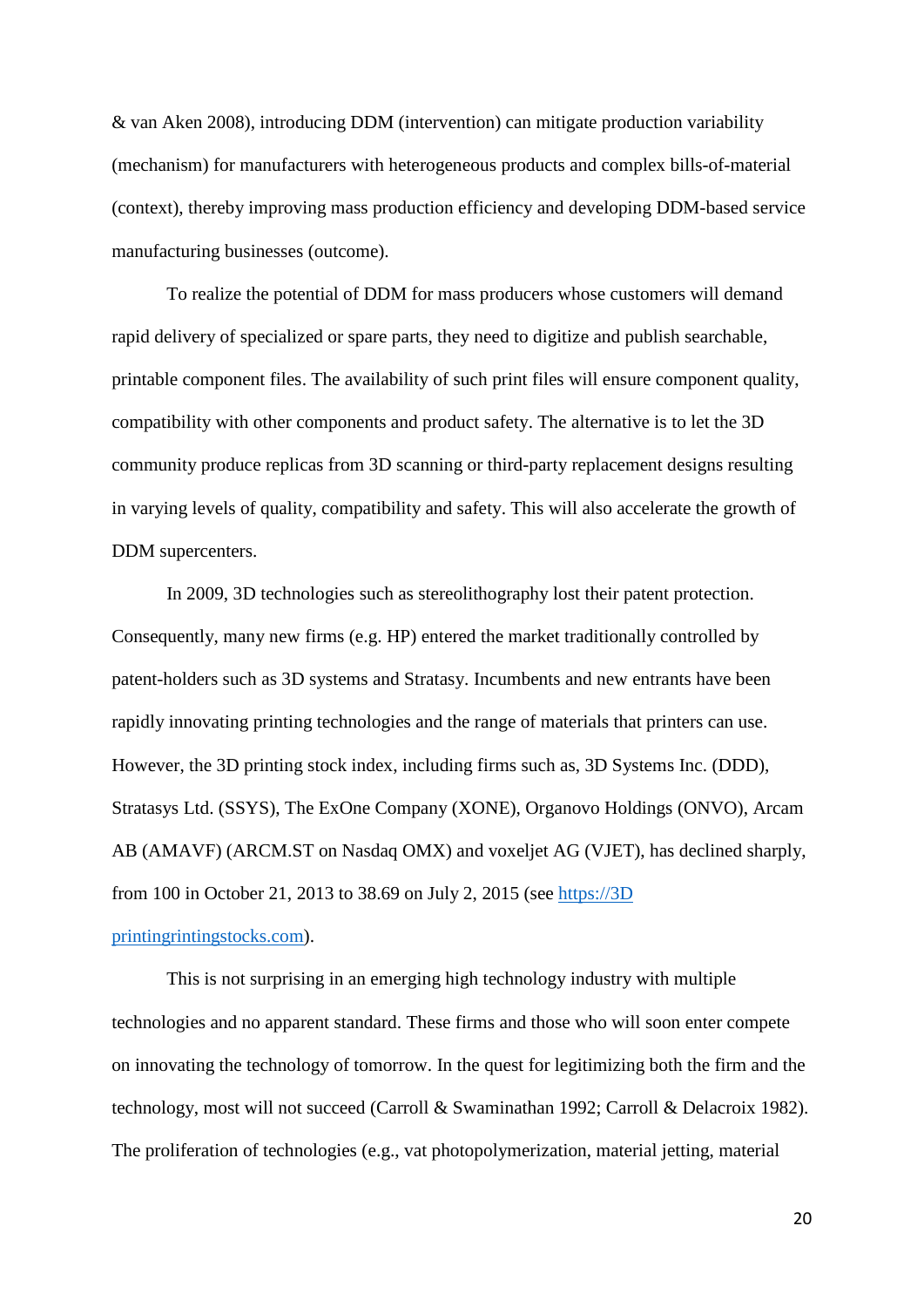& van Aken 2008), introducing DDM (intervention) can mitigate production variability (mechanism) for manufacturers with heterogeneous products and complex bills-of-material (context), thereby improving mass production efficiency and developing DDM-based service manufacturing businesses (outcome).

To realize the potential of DDM for mass producers whose customers will demand rapid delivery of specialized or spare parts, they need to digitize and publish searchable, printable component files. The availability of such print files will ensure component quality, compatibility with other components and product safety. The alternative is to let the 3D community produce replicas from 3D scanning or third-party replacement designs resulting in varying levels of quality, compatibility and safety. This will also accelerate the growth of DDM supercenters.

In 2009, 3D technologies such as stereolithography lost their patent protection. Consequently, many new firms (e.g. HP) entered the market traditionally controlled by patent-holders such as 3D systems and Stratasy. Incumbents and new entrants have been rapidly innovating printing technologies and the range of materials that printers can use. However, the 3D printing stock index, including firms such as, 3D Systems Inc. (DDD), Stratasys Ltd. (SSYS), The ExOne Company (XONE), Organovo Holdings (ONVO), Arcam AB (AMAVF) (ARCM.ST on Nasdaq OMX) and voxeljet AG (VJET), has declined sharply, from 100 in October 21, 2013 to 38.69 on July 2, 2015 (see [https://3D printingrintingstocks.com](https://3Dprintingrintingstocks.com)).

This is not surprising in an emerging high technology industry with multiple technologies and no apparent standard. These firms and those who will soon enter compete on innovating the technology of tomorrow. In the quest for legitimizing both the firm and the technology, most will not succeed (Carroll & Swaminathan 1992; Carroll & Delacroix 1982). The proliferation of technologies (e.g., vat photopolymerization, material jetting, material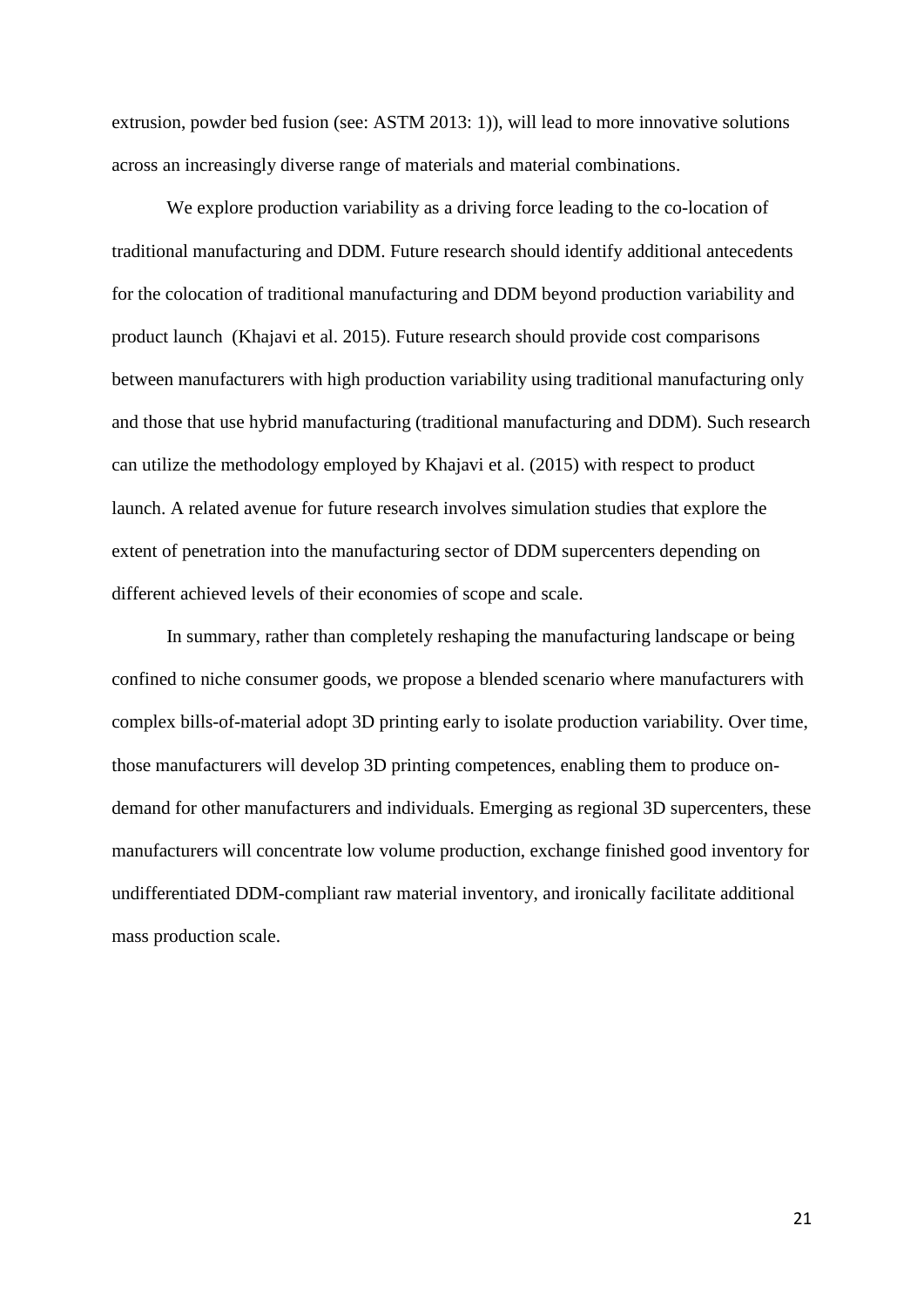extrusion, powder bed fusion (see: ASTM 2013: 1)), will lead to more innovative solutions across an increasingly diverse range of materials and material combinations.

We explore production variability as a driving force leading to the co-location of traditional manufacturing and DDM. Future research should identify additional antecedents for the colocation of traditional manufacturing and DDM beyond production variability and product launch (Khajavi et al. 2015). Future research should provide cost comparisons between manufacturers with high production variability using traditional manufacturing only and those that use hybrid manufacturing (traditional manufacturing and DDM). Such research can utilize the methodology employed by Khajavi et al. (2015) with respect to product launch. A related avenue for future research involves simulation studies that explore the extent of penetration into the manufacturing sector of DDM supercenters depending on different achieved levels of their economies of scope and scale.

In summary, rather than completely reshaping the manufacturing landscape or being confined to niche consumer goods, we propose a blended scenario where manufacturers with complex bills-of-material adopt 3D printing early to isolate production variability. Over time, those manufacturers will develop 3D printing competences, enabling them to produce on-demand for other manufacturers and individuals. Emerging as regional 3D supercenters, these manufacturers will concentrate low volume production, exchange finished good inventory for undifferentiated DDM-compliant raw material inventory, and ironically facilitate additional mass production scale.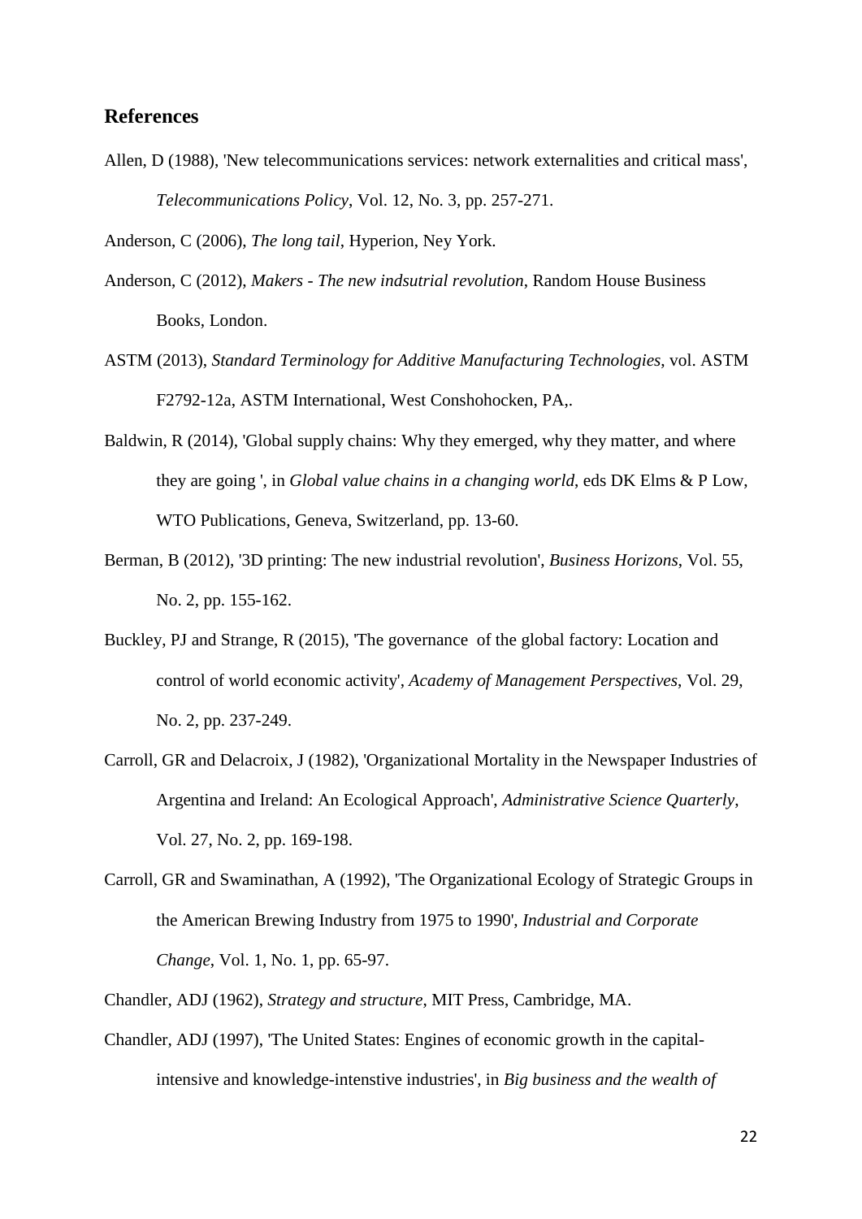## References

Allen, D (1988), 'New telecommunications services: network externalities and critical mass', *Telecommunications Policy*, Vol. 12, No. 3, pp. 257-271.

Anderson, C (2006), *The long tail*, Hyperion, Ney York.

Anderson, C (2012), *Makers - The new indsutrial revolution*, Random House Business Books, London.

ASTM (2013), *Standard Terminology for Additive Manufacturing Technologies*, vol. ASTM F2792-12a, ASTM International, West Conshohocken, PA,.

Baldwin, R (2014), 'Global supply chains: Why they emerged, why they matter, and where they are going ', in *Global value chains in a changing world*, eds DK Elms & P Low, WTO Publications, Geneva, Switzerland, pp. 13-60.

Berman, B (2012), '3D printing: The new industrial revolution', *Business Horizons*, Vol. 55, No. 2, pp. 155-162.

Buckley, PJ and Strange, R (2015), 'The governance of the global factory: Location and control of world economic activity', *Academy of Management Perspectives*, Vol. 29, No. 2, pp. 237-249.

Carroll, GR and Delacroix, J (1982), 'Organizational Mortality in the Newspaper Industries of Argentina and Ireland: An Ecological Approach', *Administrative Science Quarterly*, Vol. 27, No. 2, pp. 169-198.

Carroll, GR and Swaminathan, A (1992), 'The Organizational Ecology of Strategic Groups in the American Brewing Industry from 1975 to 1990', *Industrial and Corporate Change*, Vol. 1, No. 1, pp. 65-97.

Chandler, ADJ (1962), *Strategy and structure*, MIT Press, Cambridge, MA.

Chandler, ADJ (1997), 'The United States: Engines of economic growth in the capital-intensive and knowledge-intensive industries', in *Big business and the wealth of*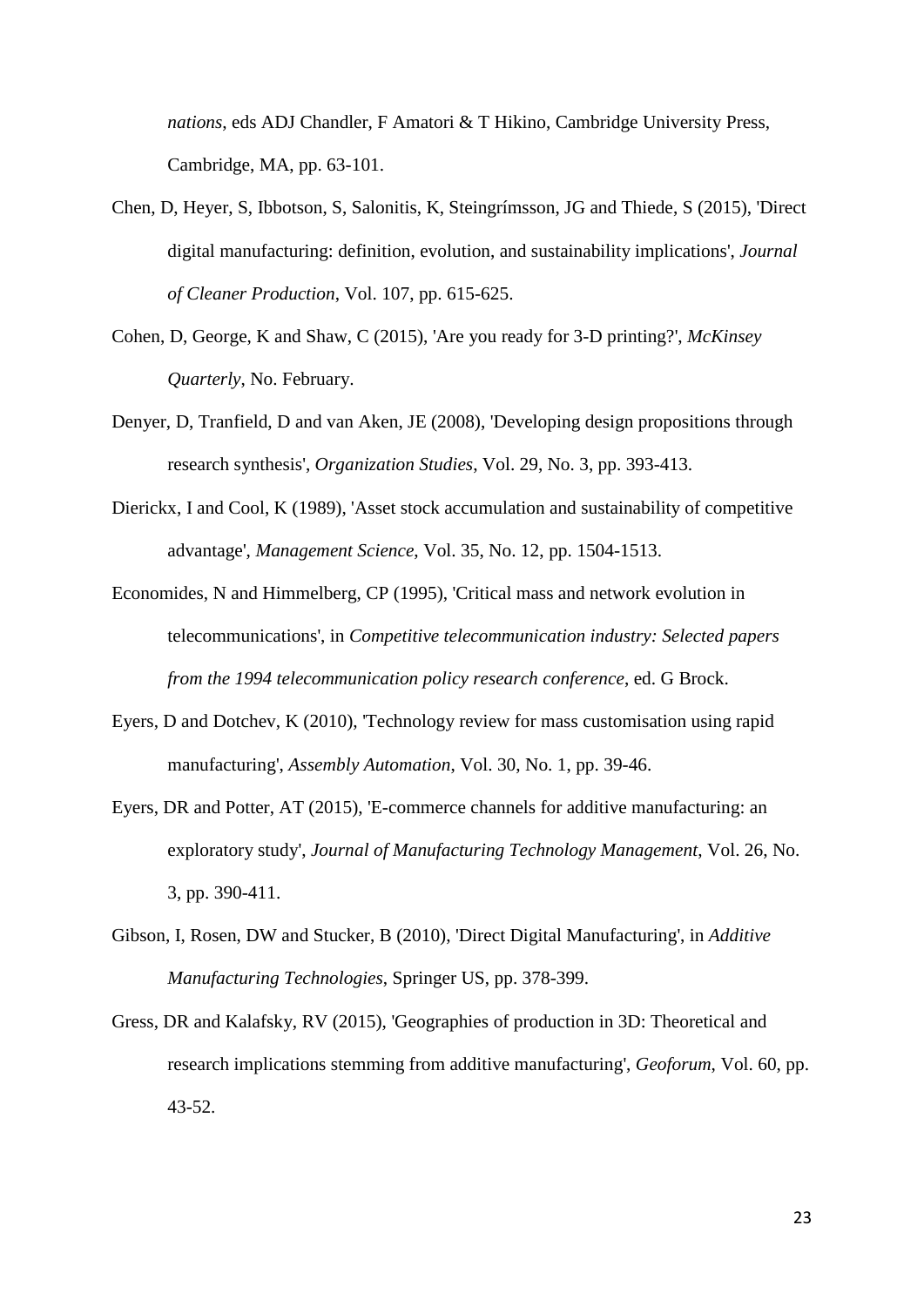*nations*, eds ADJ Chandler, F Amatori & T Hikino, Cambridge University Press, Cambridge, MA, pp. 63-101.

Chen, D, Heyer, S, Ibbotson, S, Salonitis, K, Steingrímsson, JG and Thiede, S (2015), 'Direct digital manufacturing: definition, evolution, and sustainability implications', *Journal of Cleaner Production*, Vol. 107, pp. 615-625.

Cohen, D, George, K and Shaw, C (2015), 'Are you ready for 3-D printing?', *McKinsey Quarterly*, No. February.

Denyer, D, Tranfield, D and van Aken, JE (2008), 'Developing design propositions through research synthesis', *Organization Studies*, Vol. 29, No. 3, pp. 393-413.

Dierickx, I and Cool, K (1989), 'Asset stock accumulation and sustainability of competitive advantage', *Management Science*, Vol. 35, No. 12, pp. 1504-1513.

Economides, N and Himmelberg, CP (1995), 'Critical mass and network evolution in telecommunications', in *Competitive telecommunication industry: Selected papers from the 1994 telecommunication policy research conference*, ed. G Brock.

Eyers, D and Dotchev, K (2010), 'Technology review for mass customisation using rapid manufacturing', *Assembly Automation*, Vol. 30, No. 1, pp. 39-46.

Eyers, DR and Potter, AT (2015), 'E-commerce channels for additive manufacturing: an exploratory study', *Journal of Manufacturing Technology Management*, Vol. 26, No. 3, pp. 390-411.

Gibson, I, Rosen, DW and Stucker, B (2010), 'Direct Digital Manufacturing', in *Additive Manufacturing Technologies*, Springer US, pp. 378-399.

Gress, DR and Kalafsky, RV (2015), 'Geographies of production in 3D: Theoretical and research implications stemming from additive manufacturing', *Geoforum*, Vol. 60, pp. 43-52.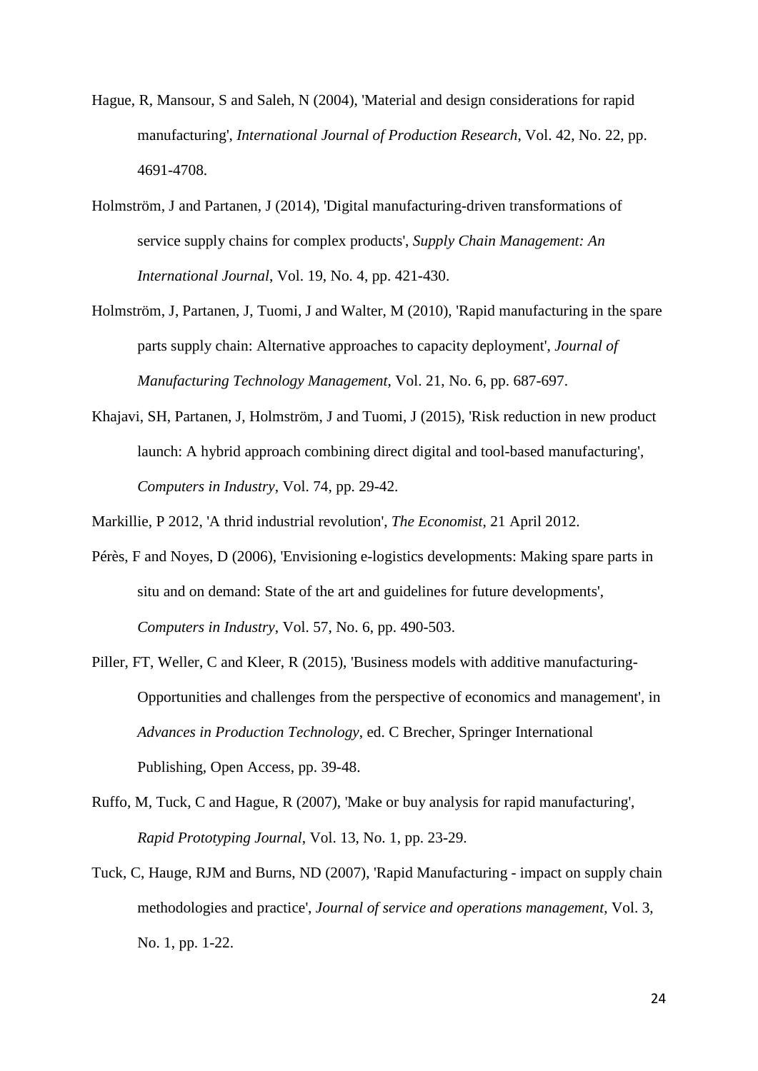Hague, R, Mansour, S and Saleh, N (2004), 'Material and design considerations for rapid manufacturing', *International Journal of Production Research*, Vol. 42, No. 22, pp. 4691-4708.

Holmström, J and Partanen, J (2014), 'Digital manufacturing-driven transformations of service supply chains for complex products', *Supply Chain Management: An International Journal*, Vol. 19, No. 4, pp. 421-430.

Holmström, J, Partanen, J, Tuomi, J and Walter, M (2010), 'Rapid manufacturing in the spare parts supply chain: Alternative approaches to capacity deployment', *Journal of Manufacturing Technology Management*, Vol. 21, No. 6, pp. 687-697.

Khajavi, SH, Partanen, J, Holmström, J and Tuomi, J (2015), 'Risk reduction in new product launch: A hybrid approach combining direct digital and tool-based manufacturing', *Computers in Industry*, Vol. 74, pp. 29-42.

Markillie, P 2012, 'A thrid industrial revolution', *The Economist*, 21 April 2012.

Pérès, F and Noyes, D (2006), 'Envisioning e-logistics developments: Making spare parts in situ and on demand: State of the art and guidelines for future developments', *Computers in Industry*, Vol. 57, No. 6, pp. 490-503.

Piller, FT, Weller, C and Kleer, R (2015), 'Business models with additive manufacturing-Opportunities and challenges from the perspective of economics and management', in *Advances in Production Technology*, ed. C Brecher, Springer International Publishing, Open Access, pp. 39-48.

Ruffo, M, Tuck, C and Hague, R (2007), 'Make or buy analysis for rapid manufacturing', *Rapid Prototyping Journal*, Vol. 13, No. 1, pp. 23-29.

Tuck, C, Hauge, RJM and Burns, ND (2007), 'Rapid Manufacturing - impact on supply chain methodologies and practice', *Journal of service and operations management*, Vol. 3, No. 1, pp. 1-22.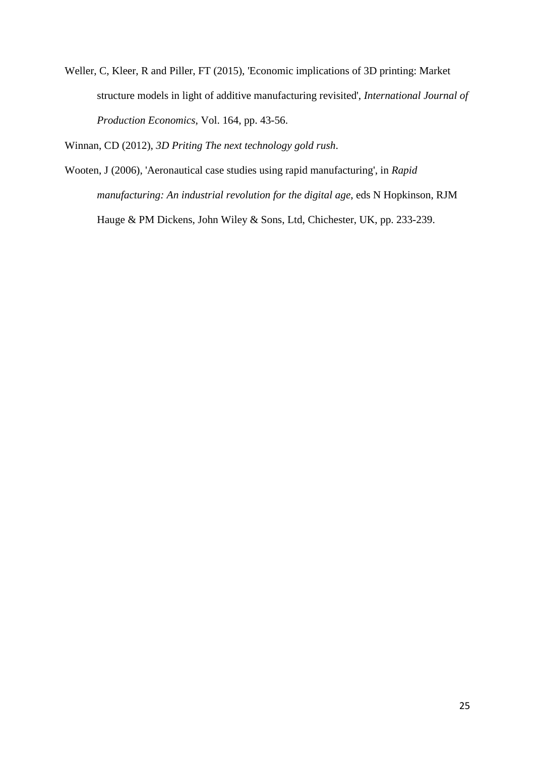Weller, C, Kleer, R and Piller, FT (2015), 'Economic implications of 3D printing: Market structure models in light of additive manufacturing revisited', *International Journal of Production Economics*, Vol. 164, pp. 43-56.

Winnan, CD (2012), *3D Priting The next technology gold rush*.

Wooten, J (2006), 'Aeronautical case studies using rapid manufacturing', in *Rapid manufacturing: An industrial revolution for the digital age*, eds N Hopkinson, RJM Hauge & PM Dickens, John Wiley & Sons, Ltd, Chichester, UK, pp. 233-239.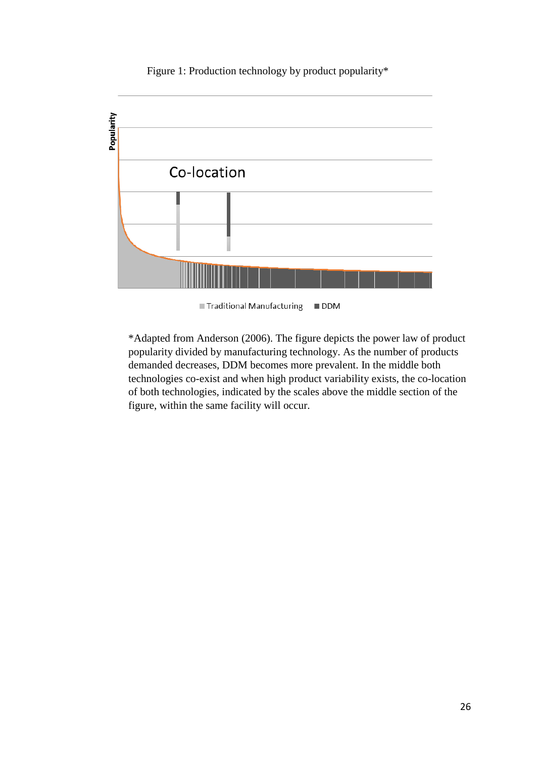Figure 1: Production technology by product popularity*

Popularity

Co-location

Traditional Manufacturing

DDM

*Adapted from Anderson (2006). The figure depicts the power law of product popularity divided by manufacturing technology. As the number of products demanded decreases, DDM becomes more prevalent. In the middle both technologies co-exist and when high product variability exists, the co-location of both technologies, indicated by the scales above the middle section of the figure, within the same facility will occur.